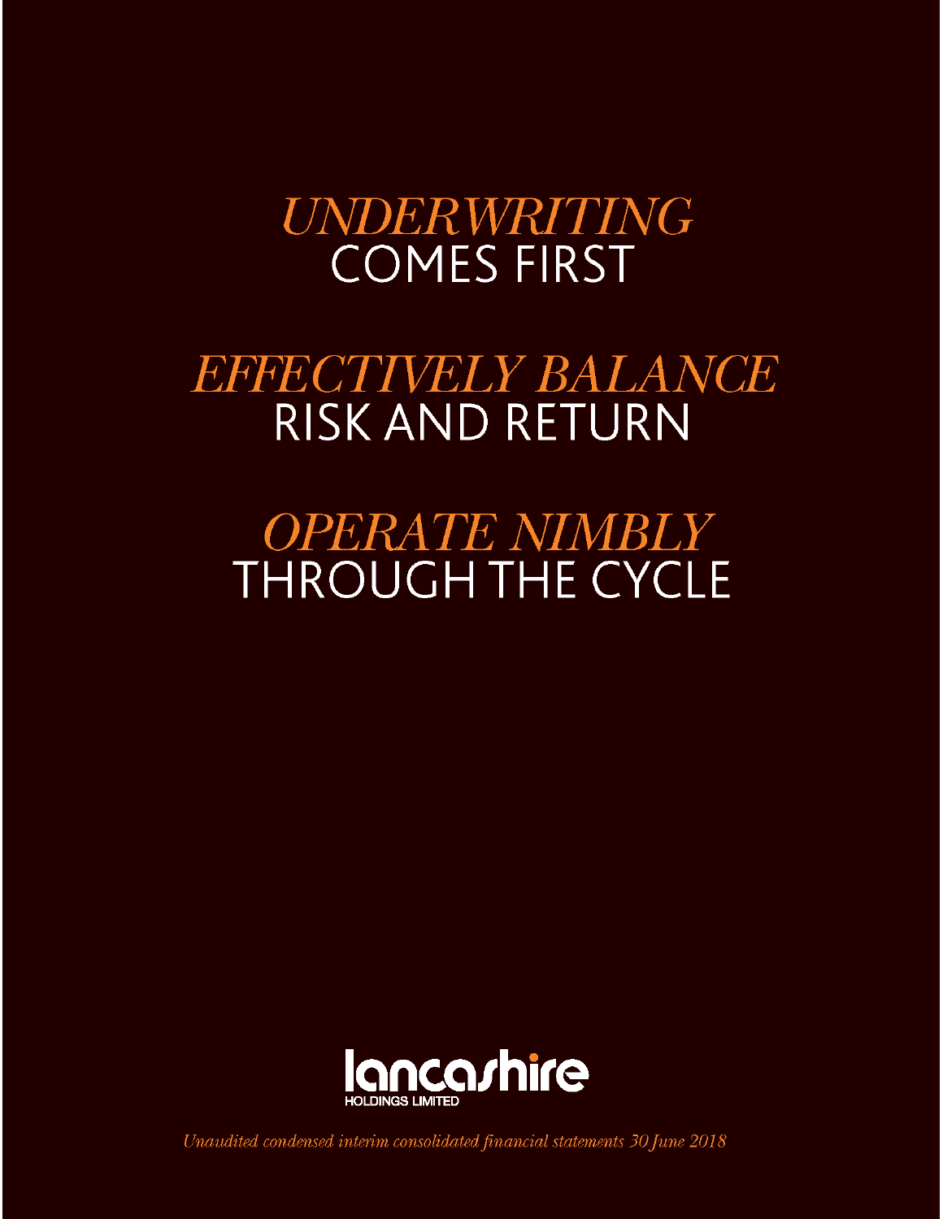*UNDERWRITING* COMES FIRST

*EFFECTIVELY BALANCE* RISK AND RETURN

*OPERATE NIMBLY* THROUGH THE CYCLE

lancashire
HOLDINGS LIMITED

*Unaudited condensed interim consolidated financial statements 30 June 2018*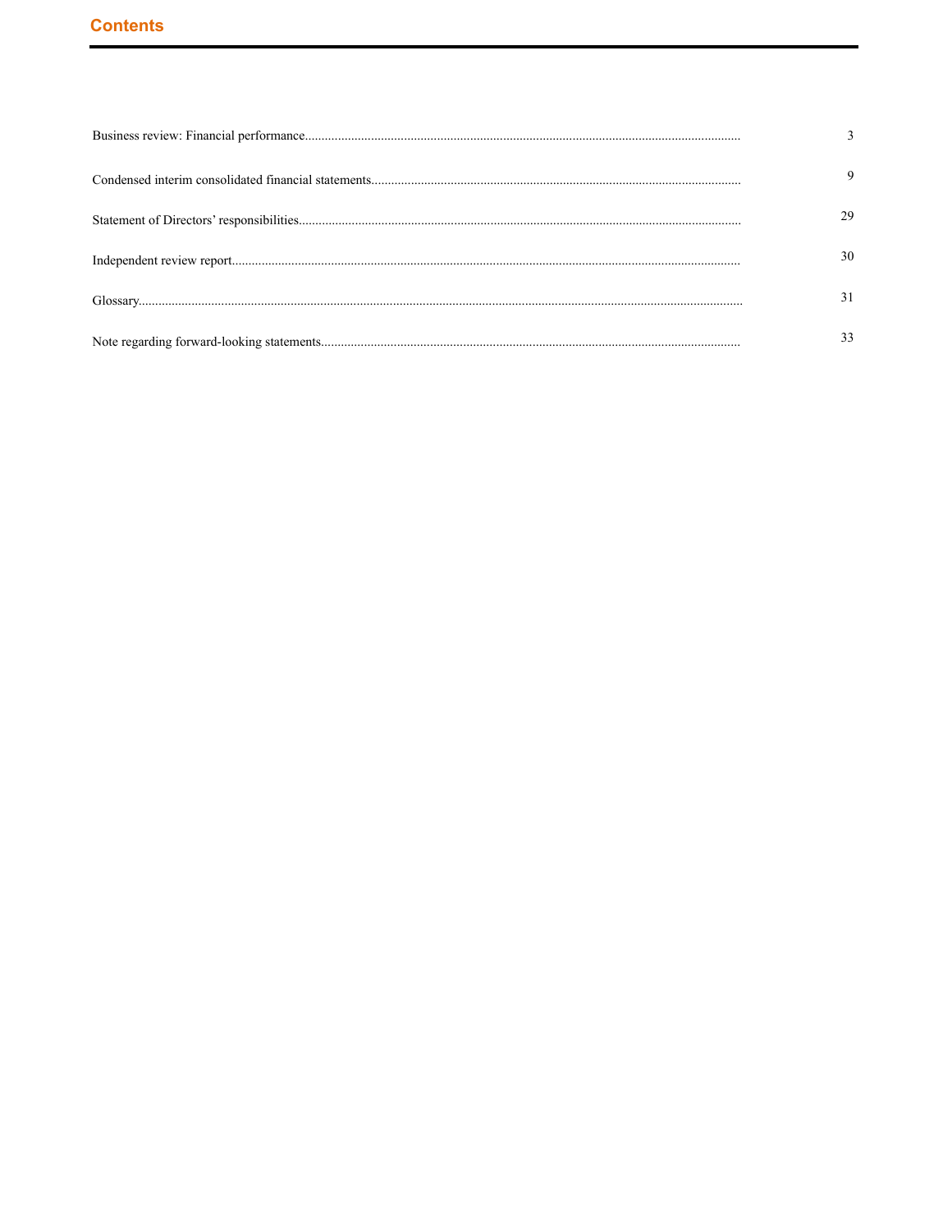# Contents

| | |
|---|---|
| Business review: Financial performance | 3 |
| Condensed interim consolidated financial statements | 9 |
| Statement of Directors' responsibilities | 29 |
| Independent review report | 30 |
| Glossary | 31 |
| Note regarding forward-looking statements | 33 |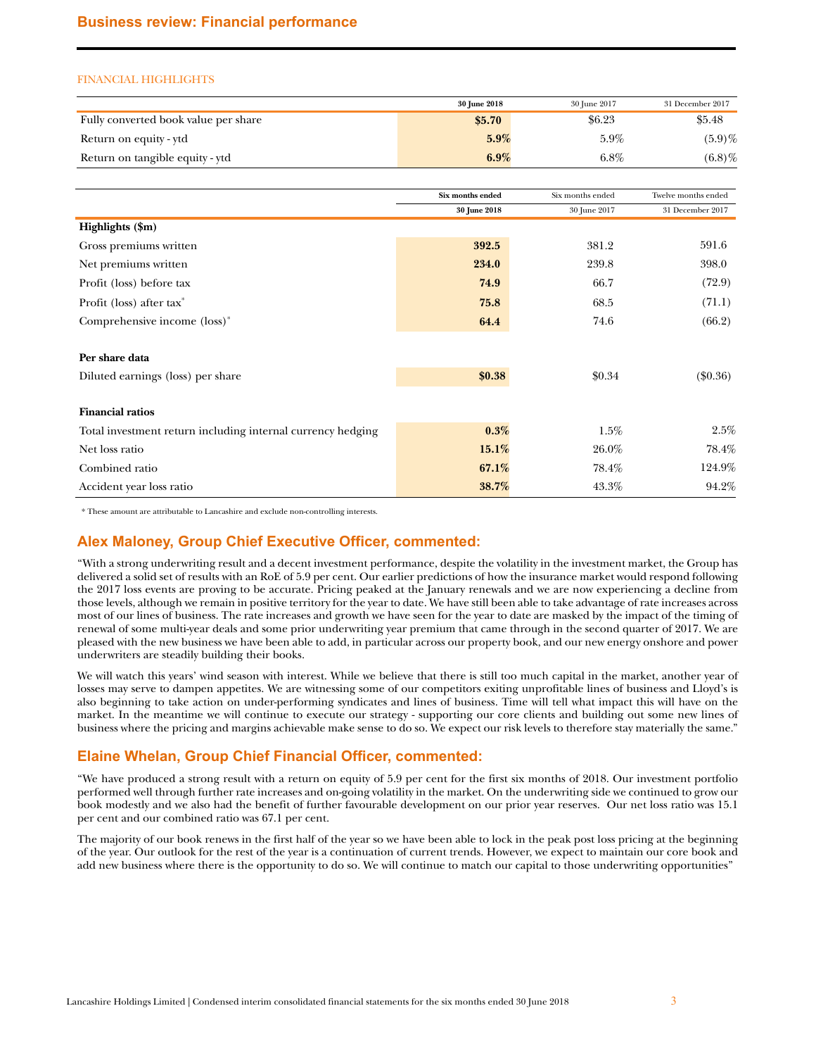## Business review: Financial performance

FINANCIAL HIGHLIGHTS

| | 30 June 2018 | 30 June 2017 | 31 December 2017 |
|---|---|---|---|
| Fully converted book value per share | **$5.70** | $6.23 | $5.48 |
| Return on equity - ytd | **5.9%** | 5.9% | (5.9)% |
| Return on tangible equity - ytd | **6.9%** | 6.8% | (6.8)% |

| | Six months ended 30 June 2018 | Six months ended 30 June 2017 | Twelve months ended 31 December 2017 |
|---|---|---|---|
| **Highlights ($m)** | | | |
| Gross premiums written | **392.5** | 381.2 | 591.6 |
| Net premiums written | **234.0** | 239.8 | 398.0 |
| Profit (loss) before tax | **74.9** | 66.7 | (72.9) |
| Profit (loss) after tax* | **75.8** | 68.5 | (71.1) |
| Comprehensive income (loss)* | **64.4** | 74.6 | (66.2) |
| **Per share data** | | | |
| Diluted earnings (loss) per share | **$0.38** | $0.34 | ($0.36) |
| **Financial ratios** | | | |
| Total investment return including internal currency hedging | **0.3%** | 1.5% | 2.5% |
| Net loss ratio | **15.1%** | 26.0% | 78.4% |
| Combined ratio | **67.1%** | 78.4% | 124.9% |
| Accident year loss ratio | **38.7%** | 43.3% | 94.2% |

\* These amount are attributable to Lancashire and exclude non-controlling interests.

## Alex Maloney, Group Chief Executive Officer, commented:

"With a strong underwriting result and a decent investment performance, despite the volatility in the investment market, the Group has delivered a solid set of results with an RoE of 5.9 per cent. Our earlier predictions of how the insurance market would respond following the 2017 loss events are proving to be accurate. Pricing peaked at the January renewals and we are now experiencing a decline from those levels, although we remain in positive territory for the year to date. We have still been able to take advantage of rate increases across most of our lines of business. The rate increases and growth we have seen for the year to date are masked by the impact of the timing of renewal of some multi-year deals and some prior underwriting year premium that came through in the second quarter of 2017. We are pleased with the new business we have been able to add, in particular across our property book, and our new energy onshore and power underwriters are steadily building their books.

We will watch this years' wind season with interest. While we believe that there is still too much capital in the market, another year of losses may serve to dampen appetites. We are witnessing some of our competitors exiting unprofitable lines of business and Lloyd's is also beginning to take action on under-performing syndicates and lines of business. Time will tell what impact this will have on the market. In the meantime we will continue to execute our strategy - supporting our core clients and building out some new lines of business where the pricing and margins achievable make sense to do so. We expect our risk levels to therefore stay materially the same."

## Elaine Whelan, Group Chief Financial Officer, commented:

"We have produced a strong result with a return on equity of 5.9 per cent for the first six months of 2018. Our investment portfolio performed well through further rate increases and on-going volatility in the market. On the underwriting side we continued to grow our book modestly and we also had the benefit of further favourable development on our prior year reserves. Our net loss ratio was 15.1 per cent and our combined ratio was 67.1 per cent.

The majority of our book renews in the first half of the year so we have been able to lock in the peak post loss pricing at the beginning of the year. Our outlook for the rest of the year is a continuation of current trends. However, we expect to maintain our core book and add new business where there is the opportunity to do so. We will continue to match our capital to those underwriting opportunities"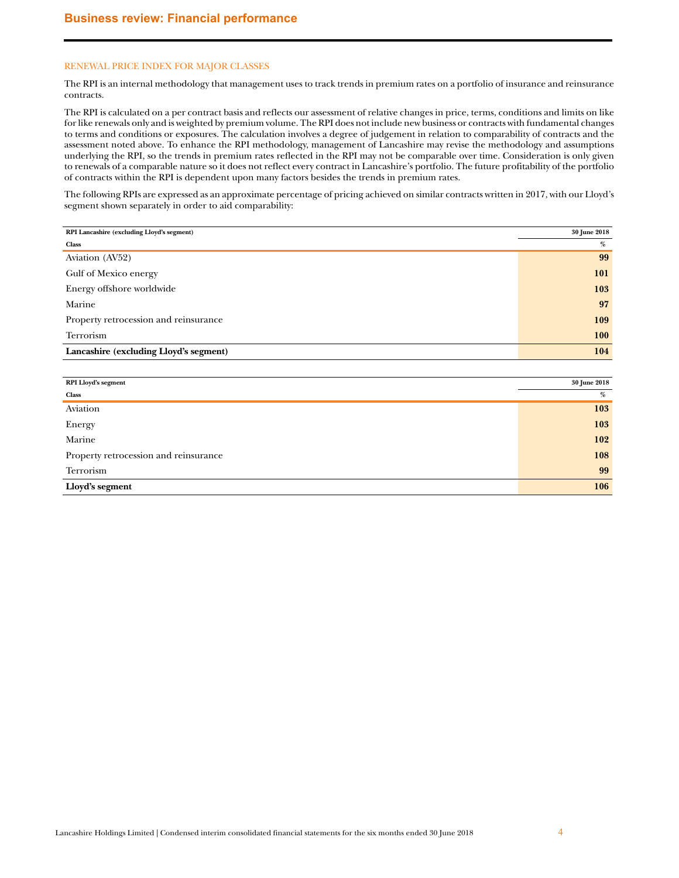# Business review: Financial performance

## RENEWAL PRICE INDEX FOR MAJOR CLASSES

The RPI is an internal methodology that management uses to track trends in premium rates on a portfolio of insurance and reinsurance contracts.

The RPI is calculated on a per contract basis and reflects our assessment of relative changes in price, terms, conditions and limits on like for like renewals only and is weighted by premium volume. The RPI does not include new business or contracts with fundamental changes to terms and conditions or exposures. The calculation involves a degree of judgement in relation to comparability of contracts and the assessment noted above. To enhance the RPI methodology, management of Lancashire may revise the methodology and assumptions underlying the RPI, so the trends in premium rates reflected in the RPI may not be comparable over time. Consideration is only given to renewals of a comparable nature so it does not reflect every contract in Lancashire's portfolio. The future profitability of the portfolio of contracts within the RPI is dependent upon many factors besides the trends in premium rates.

The following RPIs are expressed as an approximate percentage of pricing achieved on similar contracts written in 2017, with our Lloyd's segment shown separately in order to aid comparability:

| RPI Lancashire (excluding Lloyd's segment) | 30 June 2018 |
|---|---|
| **Class** | **%** |
| Aviation (AV52) | **99** |
| Gulf of Mexico energy | **101** |
| Energy offshore worldwide | **103** |
| Marine | **97** |
| Property retrocession and reinsurance | **109** |
| Terrorism | **100** |
| **Lancashire (excluding Lloyd's segment)** | **104** |

| RPI Lloyd's segment | 30 June 2018 |
|---|---|
| **Class** | **%** |
| Aviation | **103** |
| Energy | **103** |
| Marine | **102** |
| Property retrocession and reinsurance | **108** |
| Terrorism | **99** |
| **Lloyd's segment** | **106** |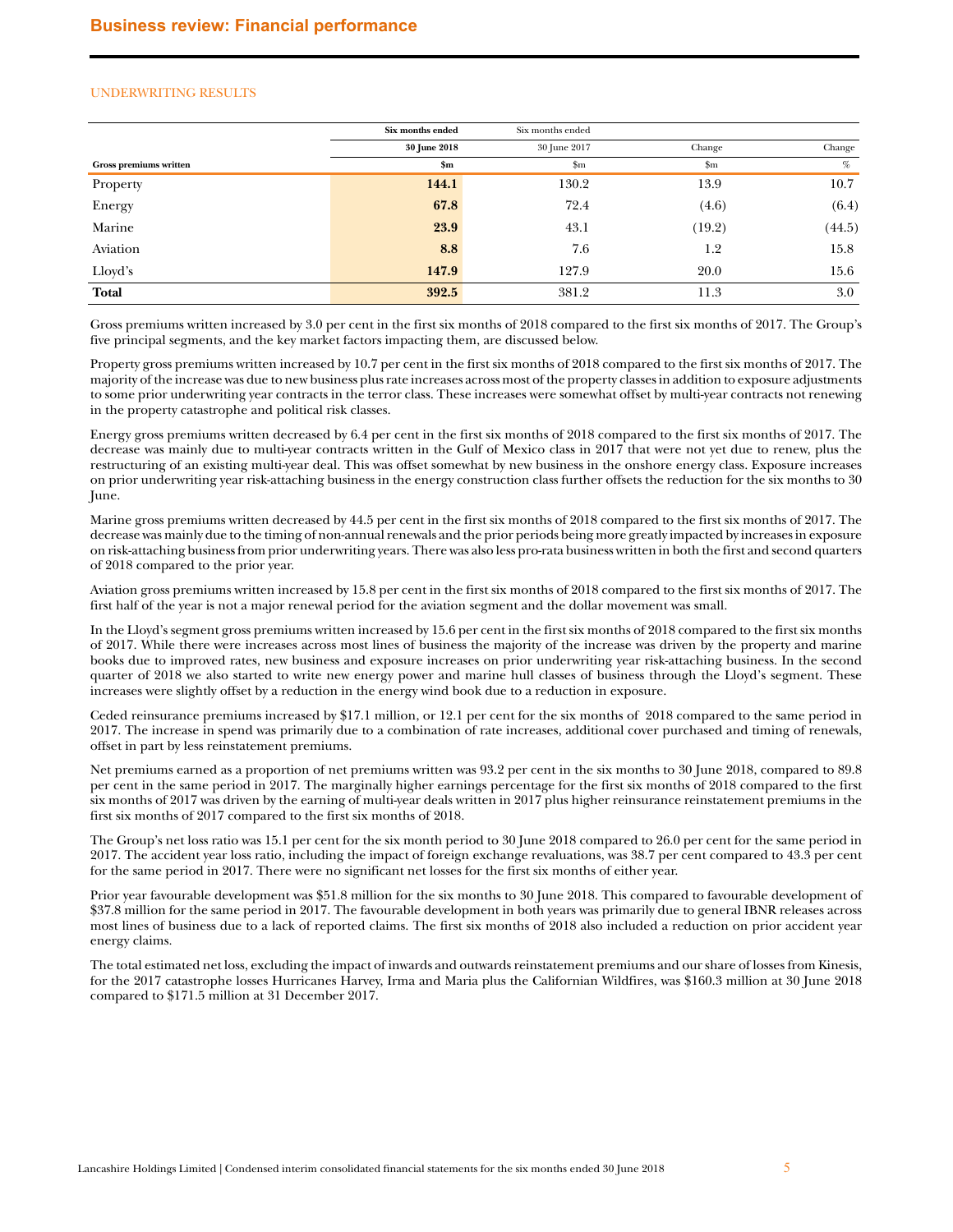## Business review: Financial performance

### UNDERWRITING RESULTS

| | Six months ended | Six months ended | | |
|---|---|---|---|---|
| | **30 June 2018** | 30 June 2017 | Change | Change |
| **Gross premiums written** | **$m** | $m | $m | % |
| Property | **144.1** | 130.2 | 13.9 | 10.7 |
| Energy | **67.8** | 72.4 | (4.6) | (6.4) |
| Marine | **23.9** | 43.1 | (19.2) | (44.5) |
| Aviation | **8.8** | 7.6 | 1.2 | 15.8 |
| Lloyd's | **147.9** | 127.9 | 20.0 | 15.6 |
| **Total** | **392.5** | 381.2 | 11.3 | 3.0 |

Gross premiums written increased by 3.0 per cent in the first six months of 2018 compared to the first six months of 2017. The Group's five principal segments, and the key market factors impacting them, are discussed below.

Property gross premiums written increased by 10.7 per cent in the first six months of 2018 compared to the first six months of 2017. The majority of the increase was due to new business plus rate increases across most of the property classes in addition to exposure adjustments to some prior underwriting year contracts in the terror class. These increases were somewhat offset by multi-year contracts not renewing in the property catastrophe and political risk classes.

Energy gross premiums written decreased by 6.4 per cent in the first six months of 2018 compared to the first six months of 2017. The decrease was mainly due to multi-year contracts written in the Gulf of Mexico class in 2017 that were not yet due to renew, plus the restructuring of an existing multi-year deal. This was offset somewhat by new business in the onshore energy class. Exposure increases on prior underwriting year risk-attaching business in the energy construction class further offsets the reduction for the six months to 30 June.

Marine gross premiums written decreased by 44.5 per cent in the first six months of 2018 compared to the first six months of 2017. The decrease was mainly due to the timing of non-annual renewals and the prior periods being more greatly impacted by increases in exposure on risk-attaching business from prior underwriting years. There was also less pro-rata business written in both the first and second quarters of 2018 compared to the prior year.

Aviation gross premiums written increased by 15.8 per cent in the first six months of 2018 compared to the first six months of 2017. The first half of the year is not a major renewal period for the aviation segment and the dollar movement was small.

In the Lloyd's segment gross premiums written increased by 15.6 per cent in the first six months of 2018 compared to the first six months of 2017. While there were increases across most lines of business the majority of the increase was driven by the property and marine books due to improved rates, new business and exposure increases on prior underwriting year risk-attaching business. In the second quarter of 2018 we also started to write new energy power and marine hull classes of business through the Lloyd's segment. These increases were slightly offset by a reduction in the energy wind book due to a reduction in exposure.

Ceded reinsurance premiums increased by $17.1 million, or 12.1 per cent for the six months of 2018 compared to the same period in 2017. The increase in spend was primarily due to a combination of rate increases, additional cover purchased and timing of renewals, offset in part by less reinstatement premiums.

Net premiums earned as a proportion of net premiums written was 93.2 per cent in the six months to 30 June 2018, compared to 89.8 per cent in the same period in 2017. The marginally higher earnings percentage for the first six months of 2018 compared to the first six months of 2017 was driven by the earning of multi-year deals written in 2017 plus higher reinsurance reinstatement premiums in the first six months of 2017 compared to the first six months of 2018.

The Group's net loss ratio was 15.1 per cent for the six month period to 30 June 2018 compared to 26.0 per cent for the same period in 2017. The accident year loss ratio, including the impact of foreign exchange revaluations, was 38.7 per cent compared to 43.3 per cent for the same period in 2017. There were no significant net losses for the first six months of either year.

Prior year favourable development was $51.8 million for the six months to 30 June 2018. This compared to favourable development of $37.8 million for the same period in 2017. The favourable development in both years was primarily due to general IBNR releases across most lines of business due to a lack of reported claims. The first six months of 2018 also included a reduction on prior accident year energy claims.

The total estimated net loss, excluding the impact of inwards and outwards reinstatement premiums and our share of losses from Kinesis, for the 2017 catastrophe losses Hurricanes Harvey, Irma and Maria plus the Californian Wildfires, was $160.3 million at 30 June 2018 compared to $171.5 million at 31 December 2017.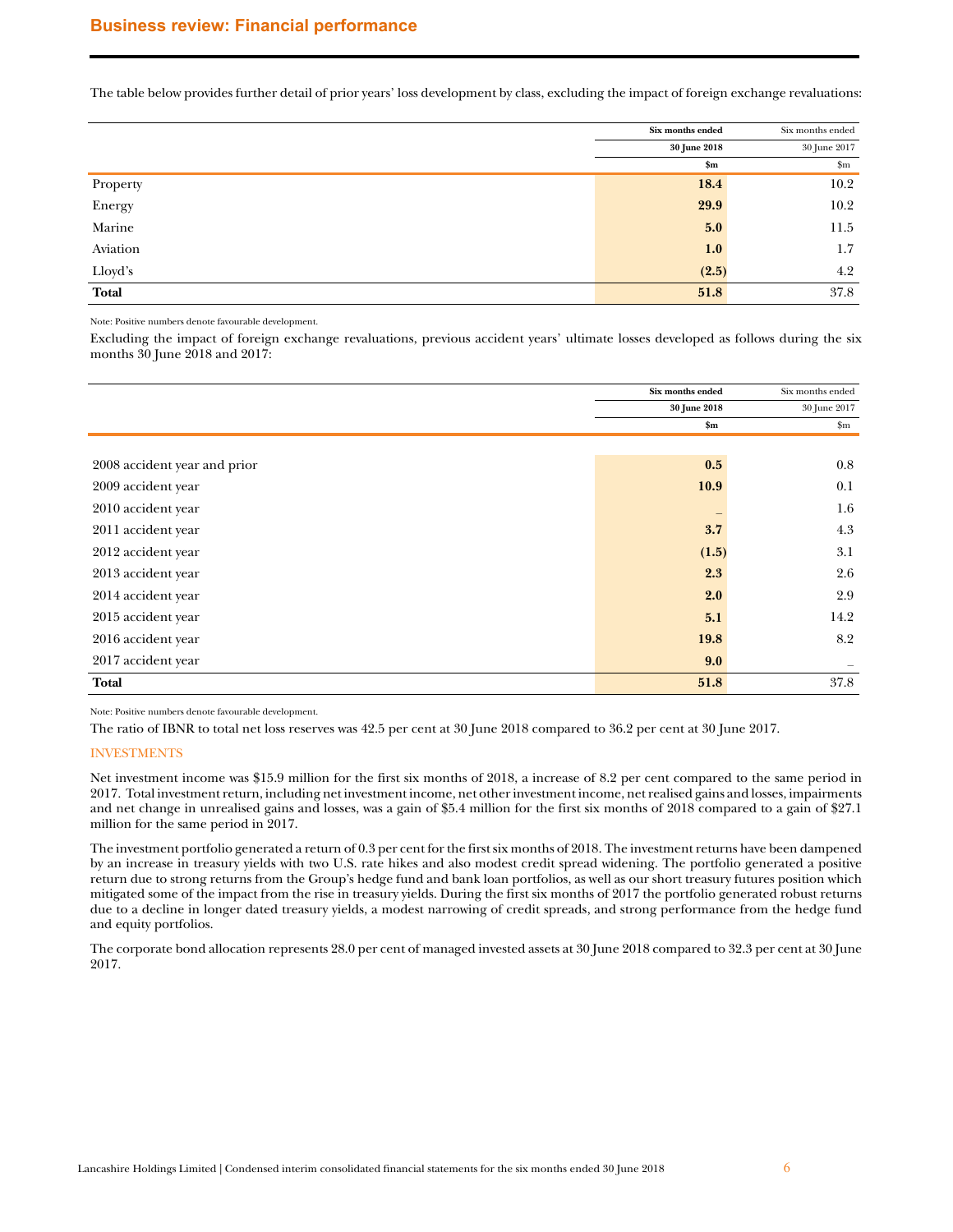## Business review: Financial performance

The table below provides further detail of prior years' loss development by class, excluding the impact of foreign exchange revaluations:

| | Six months ended 30 June 2018 $m | Six months ended 30 June 2017 $m |
|---|---|---|
| Property | **18.4** | 10.2 |
| Energy | **29.9** | 10.2 |
| Marine | **5.0** | 11.5 |
| Aviation | **1.0** | 1.7 |
| Lloyd's | **(2.5)** | 4.2 |
| **Total** | **51.8** | 37.8 |

Note: Positive numbers denote favourable development.

Excluding the impact of foreign exchange revaluations, previous accident years' ultimate losses developed as follows during the six months 30 June 2018 and 2017:

| | Six months ended 30 June 2018 $m | Six months ended 30 June 2017 $m |
|---|---|---|
| 2008 accident year and prior | **0.5** | 0.8 |
| 2009 accident year | **10.9** | 0.1 |
| 2010 accident year | **–** | 1.6 |
| 2011 accident year | **3.7** | 4.3 |
| 2012 accident year | **(1.5)** | 3.1 |
| 2013 accident year | **2.3** | 2.6 |
| 2014 accident year | **2.0** | 2.9 |
| 2015 accident year | **5.1** | 14.2 |
| 2016 accident year | **19.8** | 8.2 |
| 2017 accident year | **9.0** | – |
| **Total** | **51.8** | 37.8 |

Note: Positive numbers denote favourable development.

The ratio of IBNR to total net loss reserves was 42.5 per cent at 30 June 2018 compared to 36.2 per cent at 30 June 2017.

### INVESTMENTS

Net investment income was $15.9 million for the first six months of 2018, a increase of 8.2 per cent compared to the same period in 2017. Total investment return, including net investment income, net other investment income, net realised gains and losses, impairments and net change in unrealised gains and losses, was a gain of $5.4 million for the first six months of 2018 compared to a gain of $27.1 million for the same period in 2017.

The investment portfolio generated a return of 0.3 per cent for the first six months of 2018. The investment returns have been dampened by an increase in treasury yields with two U.S. rate hikes and also modest credit spread widening. The portfolio generated a positive return due to strong returns from the Group's hedge fund and bank loan portfolios, as well as our short treasury futures position which mitigated some of the impact from the rise in treasury yields. During the first six months of 2017 the portfolio generated robust returns due to a decline in longer dated treasury yields, a modest narrowing of credit spreads, and strong performance from the hedge fund and equity portfolios.

The corporate bond allocation represents 28.0 per cent of managed invested assets at 30 June 2018 compared to 32.3 per cent at 30 June 2017.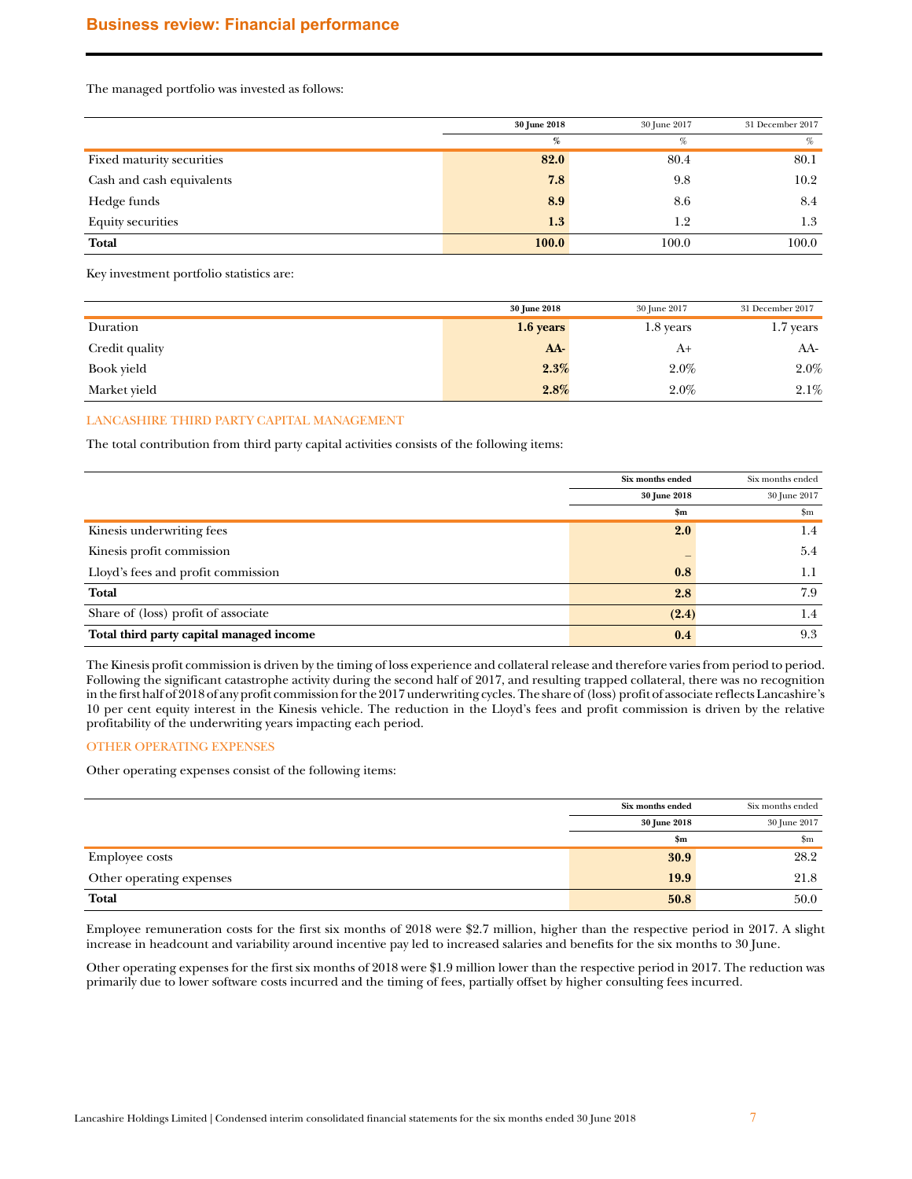## Business review: Financial performance

The managed portfolio was invested as follows:

| | **30 June 2018** | 30 June 2017 | 31 December 2017 |
|---|---|---|---|
| | **%** | % | % |
| Fixed maturity securities | **82.0** | 80.4 | 80.1 |
| Cash and cash equivalents | **7.8** | 9.8 | 10.2 |
| Hedge funds | **8.9** | 8.6 | 8.4 |
| Equity securities | **1.3** | 1.2 | 1.3 |
| **Total** | **100.0** | 100.0 | 100.0 |

Key investment portfolio statistics are:

| | **30 June 2018** | 30 June 2017 | 31 December 2017 |
|---|---|---|---|
| Duration | **1.6 years** | 1.8 years | 1.7 years |
| Credit quality | **AA-** | A+ | AA- |
| Book yield | **2.3%** | 2.0% | 2.0% |
| Market yield | **2.8%** | 2.0% | 2.1% |

### LANCASHIRE THIRD PARTY CAPITAL MANAGEMENT

The total contribution from third party capital activities consists of the following items:

| | **Six months ended 30 June 2018** | Six months ended 30 June 2017 |
|---|---|---|
| | **$m** | $m |
| Kinesis underwriting fees | **2.0** | 1.4 |
| Kinesis profit commission | **–** | 5.4 |
| Lloyd's fees and profit commission | **0.8** | 1.1 |
| **Total** | **2.8** | 7.9 |
| Share of (loss) profit of associate | **(2.4)** | 1.4 |
| **Total third party capital managed income** | **0.4** | 9.3 |

The Kinesis profit commission is driven by the timing of loss experience and collateral release and therefore varies from period to period. Following the significant catastrophe activity during the second half of 2017, and resulting trapped collateral, there was no recognition in the first half of 2018 of any profit commission for the 2017 underwriting cycles. The share of (loss) profit of associate reflects Lancashire's 10 per cent equity interest in the Kinesis vehicle. The reduction in the Lloyd's fees and profit commission is driven by the relative profitability of the underwriting years impacting each period.

### OTHER OPERATING EXPENSES

Other operating expenses consist of the following items:

| | **Six months ended 30 June 2018** | Six months ended 30 June 2017 |
|---|---|---|
| | **$m** | $m |
| Employee costs | **30.9** | 28.2 |
| Other operating expenses | **19.9** | 21.8 |
| **Total** | **50.8** | 50.0 |

Employee remuneration costs for the first six months of 2018 were $2.7 million, higher than the respective period in 2017. A slight increase in headcount and variability around incentive pay led to increased salaries and benefits for the six months to 30 June.

Other operating expenses for the first six months of 2018 were $1.9 million lower than the respective period in 2017. The reduction was primarily due to lower software costs incurred and the timing of fees, partially offset by higher consulting fees incurred.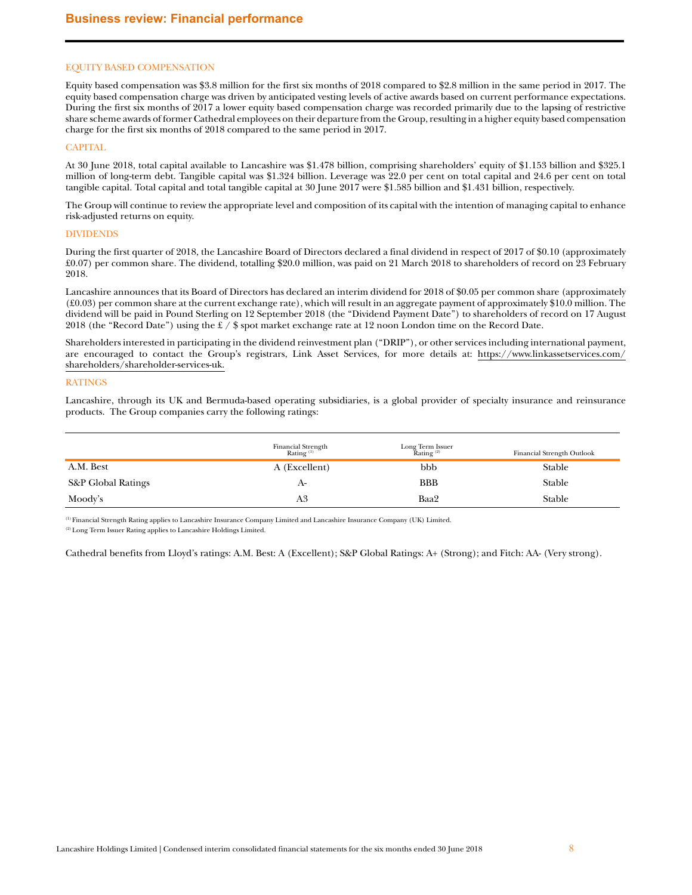# Business review: Financial performance

## EQUITY BASED COMPENSATION

Equity based compensation was $3.8 million for the first six months of 2018 compared to $2.8 million in the same period in 2017. The equity based compensation charge was driven by anticipated vesting levels of active awards based on current performance expectations. During the first six months of 2017 a lower equity based compensation charge was recorded primarily due to the lapsing of restrictive share scheme awards of former Cathedral employees on their departure from the Group, resulting in a higher equity based compensation charge for the first six months of 2018 compared to the same period in 2017.

## CAPITAL

At 30 June 2018, total capital available to Lancashire was $1.478 billion, comprising shareholders' equity of $1.153 billion and $325.1 million of long-term debt. Tangible capital was $1.324 billion. Leverage was 22.0 per cent on total capital and 24.6 per cent on total tangible capital. Total capital and total tangible capital at 30 June 2017 were $1.585 billion and $1.431 billion, respectively.

The Group will continue to review the appropriate level and composition of its capital with the intention of managing capital to enhance risk-adjusted returns on equity.

## DIVIDENDS

During the first quarter of 2018, the Lancashire Board of Directors declared a final dividend in respect of 2017 of $0.10 (approximately £0.07) per common share. The dividend, totalling $20.0 million, was paid on 21 March 2018 to shareholders of record on 23 February 2018.

Lancashire announces that its Board of Directors has declared an interim dividend for 2018 of $0.05 per common share (approximately (£0.03) per common share at the current exchange rate), which will result in an aggregate payment of approximately $10.0 million. The dividend will be paid in Pound Sterling on 12 September 2018 (the "Dividend Payment Date") to shareholders of record on 17 August 2018 (the "Record Date") using the £ / $ spot market exchange rate at 12 noon London time on the Record Date.

Shareholders interested in participating in the dividend reinvestment plan ("DRIP"), or other services including international payment, are encouraged to contact the Group's registrars, Link Asset Services, for more details at: https://www.linkassetservices.com/shareholders/shareholder-services-uk.

## RATINGS

Lancashire, through its UK and Bermuda-based operating subsidiaries, is a global provider of specialty insurance and reinsurance products. The Group companies carry the following ratings:

| | Financial Strength Rating [1] | Long Term Issuer Rating [2] | Financial Strength Outlook |
|---|---|---|---|
| A.M. Best | A (Excellent) | bbb | Stable |
| S&P Global Ratings | A- | BBB | Stable |
| Moody's | A3 | Baa2 | Stable |

[1] Financial Strength Rating applies to Lancashire Insurance Company Limited and Lancashire Insurance Company (UK) Limited.

[2] Long Term Issuer Rating applies to Lancashire Holdings Limited.

Cathedral benefits from Lloyd's ratings: A.M. Best: A (Excellent); S&P Global Ratings: A+ (Strong); and Fitch: AA- (Very strong).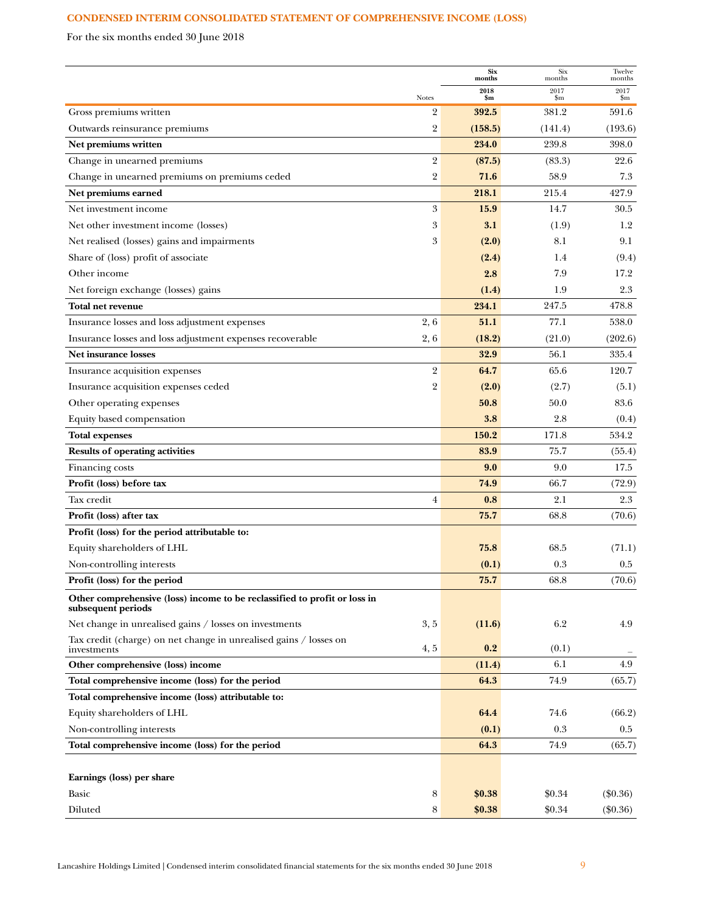## CONDENSED INTERIM CONSOLIDATED STATEMENT OF COMPREHENSIVE INCOME (LOSS)

For the six months ended 30 June 2018

| | Notes | **Six months 2018 $m** | Six months 2017 $m | Twelve months 2017 $m |
|---|---|---|---|---|
| Gross premiums written | 2 | **392.5** | 381.2 | 591.6 |
| Outwards reinsurance premiums | 2 | **(158.5)** | (141.4) | (193.6) |
| **Net premiums written** | | **234.0** | 239.8 | 398.0 |
| Change in unearned premiums | 2 | **(87.5)** | (83.3) | 22.6 |
| Change in unearned premiums on premiums ceded | 2 | **71.6** | 58.9 | 7.3 |
| **Net premiums earned** | | **218.1** | 215.4 | 427.9 |
| Net investment income | 3 | **15.9** | 14.7 | 30.5 |
| Net other investment income (losses) | 3 | **3.1** | (1.9) | 1.2 |
| Net realised (losses) gains and impairments | 3 | **(2.0)** | 8.1 | 9.1 |
| Share of (loss) profit of associate | | **(2.4)** | 1.4 | (9.4) |
| Other income | | **2.8** | 7.9 | 17.2 |
| Net foreign exchange (losses) gains | | **(1.4)** | 1.9 | 2.3 |
| **Total net revenue** | | **234.1** | 247.5 | 478.8 |
| Insurance losses and loss adjustment expenses | 2, 6 | **51.1** | 77.1 | 538.0 |
| Insurance losses and loss adjustment expenses recoverable | 2, 6 | **(18.2)** | (21.0) | (202.6) |
| **Net insurance losses** | | **32.9** | 56.1 | 335.4 |
| Insurance acquisition expenses | 2 | **64.7** | 65.6 | 120.7 |
| Insurance acquisition expenses ceded | 2 | **(2.0)** | (2.7) | (5.1) |
| Other operating expenses | | **50.8** | 50.0 | 83.6 |
| Equity based compensation | | **3.8** | 2.8 | (0.4) |
| **Total expenses** | | **150.2** | 171.8 | 534.2 |
| **Results of operating activities** | | **83.9** | 75.7 | (55.4) |
| Financing costs | | **9.0** | 9.0 | 17.5 |
| **Profit (loss) before tax** | | **74.9** | 66.7 | (72.9) |
| Tax credit | 4 | **0.8** | 2.1 | 2.3 |
| **Profit (loss) after tax** | | **75.7** | 68.8 | (70.6) |
| **Profit (loss) for the period attributable to:** | | | | |
| Equity shareholders of LHL | | **75.8** | 68.5 | (71.1) |
| Non-controlling interests | | **(0.1)** | 0.3 | 0.5 |
| **Profit (loss) for the period** | | **75.7** | 68.8 | (70.6) |
| **Other comprehensive (loss) income to be reclassified to profit or loss in subsequent periods** | | | | |
| Net change in unrealised gains / losses on investments | 3, 5 | **(11.6)** | 6.2 | 4.9 |
| Tax credit (charge) on net change in unrealised gains / losses on investments | 4, 5 | **0.2** | (0.1) | – |
| **Other comprehensive (loss) income** | | **(11.4)** | 6.1 | 4.9 |
| **Total comprehensive income (loss) for the period** | | **64.3** | 74.9 | (65.7) |
| **Total comprehensive income (loss) attributable to:** | | | | |
| Equity shareholders of LHL | | **64.4** | 74.6 | (66.2) |
| Non-controlling interests | | **(0.1)** | 0.3 | 0.5 |
| **Total comprehensive income (loss) for the period** | | **64.3** | 74.9 | (65.7) |
| | | | | |
| **Earnings (loss) per share** | | | | |
| Basic | 8 | **$0.38** | $0.34 | ($0.36) |
| Diluted | 8 | **$0.38** | $0.34 | ($0.36) |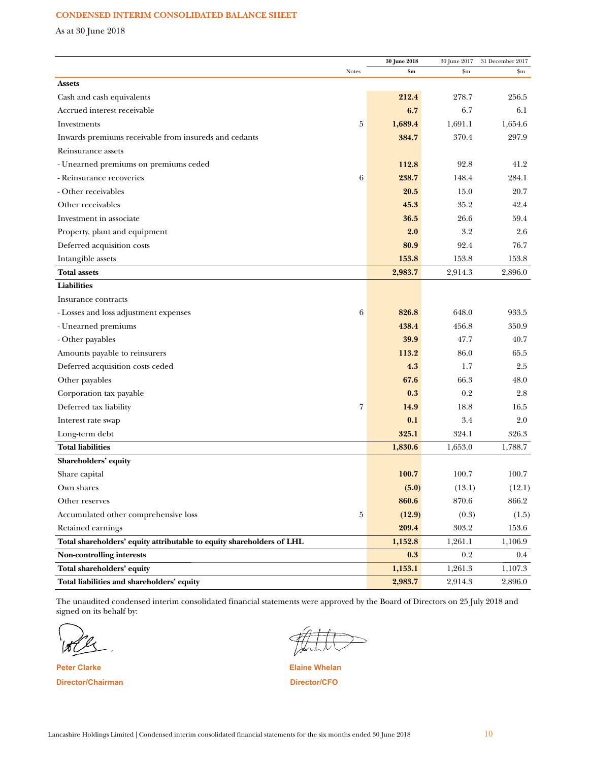## CONDENSED INTERIM CONSOLIDATED BALANCE SHEET

As at 30 June 2018

| | Notes | 30 June 2018 $m | 30 June 2017 $m | 31 December 2017 $m |
|---|---|---|---|---|
| **Assets** | | | | |
| Cash and cash equivalents | | **212.4** | 278.7 | 256.5 |
| Accrued interest receivable | | **6.7** | 6.7 | 6.1 |
| Investments | 5 | **1,689.4** | 1,691.1 | 1,654.6 |
| Inwards premiums receivable from insureds and cedants | | **384.7** | 370.4 | 297.9 |
| Reinsurance assets | | | | |
| - Unearned premiums on premiums ceded | | **112.8** | 92.8 | 41.2 |
| - Reinsurance recoveries | 6 | **238.7** | 148.4 | 284.1 |
| - Other receivables | | **20.5** | 15.0 | 20.7 |
| Other receivables | | **45.3** | 35.2 | 42.4 |
| Investment in associate | | **36.5** | 26.6 | 59.4 |
| Property, plant and equipment | | **2.0** | 3.2 | 2.6 |
| Deferred acquisition costs | | **80.9** | 92.4 | 76.7 |
| Intangible assets | | **153.8** | 153.8 | 153.8 |
| **Total assets** | | **2,983.7** | 2,914.3 | 2,896.0 |
| **Liabilities** | | | | |
| Insurance contracts | | | | |
| - Losses and loss adjustment expenses | 6 | **826.8** | 648.0 | 933.5 |
| - Unearned premiums | | **438.4** | 456.8 | 350.9 |
| - Other payables | | **39.9** | 47.7 | 40.7 |
| Amounts payable to reinsurers | | **113.2** | 86.0 | 65.5 |
| Deferred acquisition costs ceded | | **4.3** | 1.7 | 2.5 |
| Other payables | | **67.6** | 66.3 | 48.0 |
| Corporation tax payable | | **0.3** | 0.2 | 2.8 |
| Deferred tax liability | 7 | **14.9** | 18.8 | 16.5 |
| Interest rate swap | | **0.1** | 3.4 | 2.0 |
| Long-term debt | | **325.1** | 324.1 | 326.3 |
| **Total liabilities** | | **1,830.6** | 1,653.0 | 1,788.7 |
| **Shareholders' equity** | | | | |
| Share capital | | **100.7** | 100.7 | 100.7 |
| Own shares | | **(5.0)** | (13.1) | (12.1) |
| Other reserves | | **860.6** | 870.6 | 866.2 |
| Accumulated other comprehensive loss | 5 | **(12.9)** | (0.3) | (1.5) |
| Retained earnings | | **209.4** | 303.2 | 153.6 |
| **Total shareholders' equity attributable to equity shareholders of LHL** | | **1,152.8** | 1,261.1 | 1,106.9 |
| **Non-controlling interests** | | **0.3** | 0.2 | 0.4 |
| **Total shareholders' equity** | | **1,153.1** | 1,261.3 | 1,107.3 |
| **Total liabilities and shareholders' equity** | | **2,983.7** | 2,914.3 | 2,896.0 |

The unaudited condensed interim consolidated financial statements were approved by the Board of Directors on 25 July 2018 and signed on its behalf by:

**Peter Clarke**
**Director/Chairman**

**Elaine Whelan**
**Director/CFO**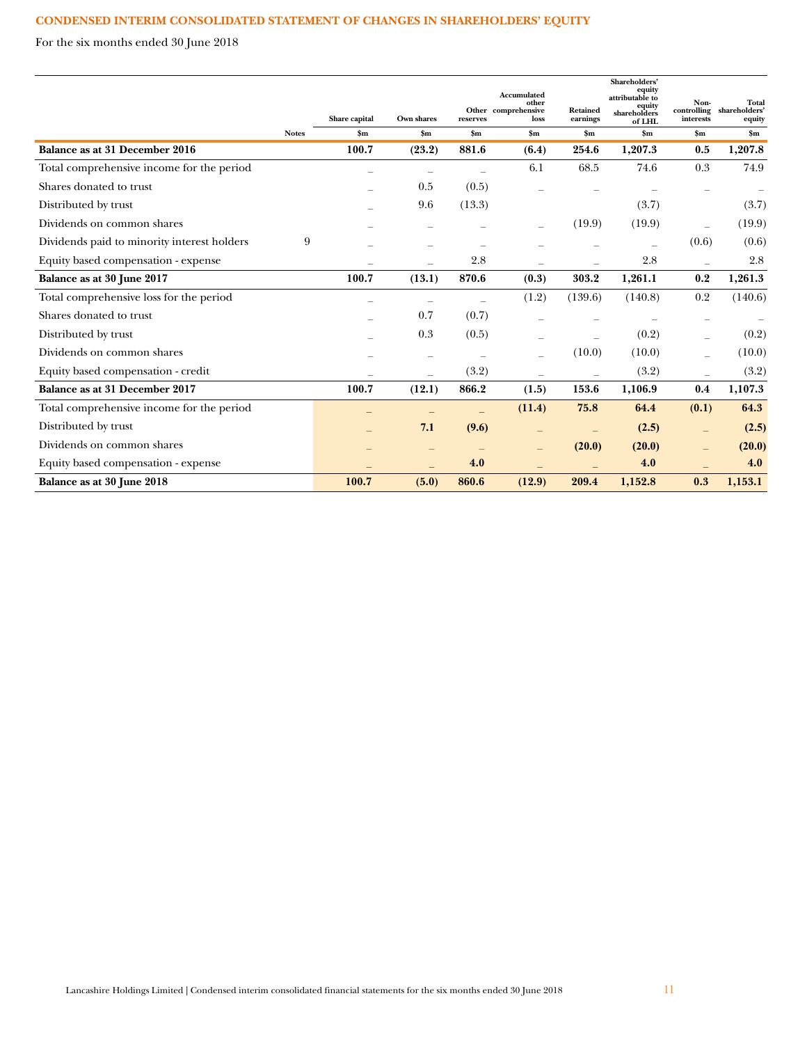## CONDENSED INTERIM CONSOLIDATED STATEMENT OF CHANGES IN SHAREHOLDERS' EQUITY

For the six months ended 30 June 2018

| | Notes | Share capital | Own shares | Other reserves | Accumulated other comprehensive loss | Retained earnings | Shareholders' equity attributable to equity shareholders of LHL | Non-controlling interests | Total shareholders' equity |
|---|---|---|---|---|---|---|---|---|---|
| | | $m | $m | $m | $m | $m | $m | $m | $m |
| **Balance as at 31 December 2016** | | **100.7** | **(23.2)** | **881.6** | **(6.4)** | **254.6** | **1,207.3** | **0.5** | **1,207.8** |
| Total comprehensive income for the period | | – | – | – | 6.1 | 68.5 | 74.6 | 0.3 | 74.9 |
| Shares donated to trust | | – | 0.5 | (0.5) | – | – | – | – | – |
| Distributed by trust | | – | 9.6 | (13.3) | | | (3.7) | | (3.7) |
| Dividends on common shares | | – | – | – | – | (19.9) | (19.9) | – | (19.9) |
| Dividends paid to minority interest holders | 9 | – | – | – | – | – | – | (0.6) | (0.6) |
| Equity based compensation - expense | | – | – | 2.8 | – | – | 2.8 | – | 2.8 |
| **Balance as at 30 June 2017** | | **100.7** | **(13.1)** | **870.6** | **(0.3)** | **303.2** | **1,261.1** | **0.2** | **1,261.3** |
| Total comprehensive loss for the period | | – | – | – | (1.2) | (139.6) | (140.8) | 0.2 | (140.6) |
| Shares donated to trust | | – | 0.7 | (0.7) | – | – | – | – | – |
| Distributed by trust | | – | 0.3 | (0.5) | – | – | (0.2) | – | (0.2) |
| Dividends on common shares | | – | – | – | – | (10.0) | (10.0) | – | (10.0) |
| Equity based compensation - credit | | – | – | (3.2) | – | – | (3.2) | – | (3.2) |
| **Balance as at 31 December 2017** | | **100.7** | **(12.1)** | **866.2** | **(1.5)** | **153.6** | **1,106.9** | **0.4** | **1,107.3** |
| Total comprehensive income for the period | | – | – | – | **(11.4)** | **75.8** | **64.4** | **(0.1)** | **64.3** |
| Distributed by trust | | – | **7.1** | **(9.6)** | – | – | **(2.5)** | – | **(2.5)** |
| Dividends on common shares | | – | – | – | – | **(20.0)** | **(20.0)** | – | **(20.0)** |
| Equity based compensation - expense | | – | – | **4.0** | – | – | **4.0** | – | **4.0** |
| **Balance as at 30 June 2018** | | **100.7** | **(5.0)** | **860.6** | **(12.9)** | **209.4** | **1,152.8** | **0.3** | **1,153.1** |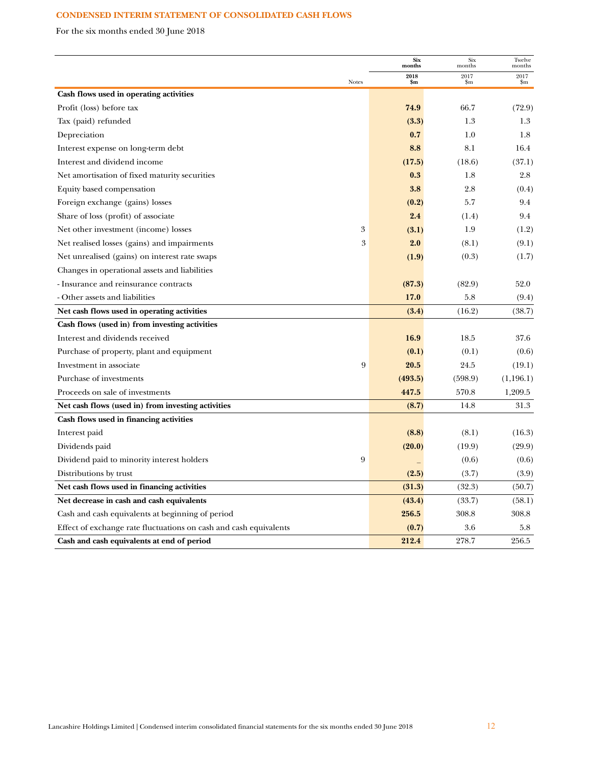## CONDENSED INTERIM STATEMENT OF CONSOLIDATED CASH FLOWS

For the six months ended 30 June 2018

| | Notes | Six months 2018 $m | Six months 2017 $m | Twelve months 2017 $m |
|---|---|---|---|---|
| **Cash flows used in operating activities** | | | | |
| Profit (loss) before tax | | **74.9** | 66.7 | (72.9) |
| Tax (paid) refunded | | **(3.3)** | 1.3 | 1.3 |
| Depreciation | | **0.7** | 1.0 | 1.8 |
| Interest expense on long-term debt | | **8.8** | 8.1 | 16.4 |
| Interest and dividend income | | **(17.5)** | (18.6) | (37.1) |
| Net amortisation of fixed maturity securities | | **0.3** | 1.8 | 2.8 |
| Equity based compensation | | **3.8** | 2.8 | (0.4) |
| Foreign exchange (gains) losses | | **(0.2)** | 5.7 | 9.4 |
| Share of loss (profit) of associate | | **2.4** | (1.4) | 9.4 |
| Net other investment (income) losses | 3 | **(3.1)** | 1.9 | (1.2) |
| Net realised losses (gains) and impairments | 3 | **2.0** | (8.1) | (9.1) |
| Net unrealised (gains) on interest rate swaps | | **(1.9)** | (0.3) | (1.7) |
| Changes in operational assets and liabilities | | | | |
| - Insurance and reinsurance contracts | | **(87.3)** | (82.9) | 52.0 |
| - Other assets and liabilities | | **17.0** | 5.8 | (9.4) |
| **Net cash flows used in operating activities** | | **(3.4)** | (16.2) | (38.7) |
| **Cash flows (used in) from investing activities** | | | | |
| Interest and dividends received | | **16.9** | 18.5 | 37.6 |
| Purchase of property, plant and equipment | | **(0.1)** | (0.1) | (0.6) |
| Investment in associate | 9 | **20.5** | 24.5 | (19.1) |
| Purchase of investments | | **(493.5)** | (598.9) | (1,196.1) |
| Proceeds on sale of investments | | **447.5** | 570.8 | 1,209.5 |
| **Net cash flows (used in) from investing activities** | | **(8.7)** | 14.8 | 31.3 |
| **Cash flows used in financing activities** | | | | |
| Interest paid | | **(8.8)** | (8.1) | (16.3) |
| Dividends paid | | **(20.0)** | (19.9) | (29.9) |
| Dividend paid to minority interest holders | 9 | **–** | (0.6) | (0.6) |
| Distributions by trust | | **(2.5)** | (3.7) | (3.9) |
| **Net cash flows used in financing activities** | | **(31.3)** | (32.3) | (50.7) |
| **Net decrease in cash and cash equivalents** | | **(43.4)** | (33.7) | (58.1) |
| Cash and cash equivalents at beginning of period | | **256.5** | 308.8 | 308.8 |
| Effect of exchange rate fluctuations on cash and cash equivalents | | **(0.7)** | 3.6 | 5.8 |
| **Cash and cash equivalents at end of period** | | **212.4** | 278.7 | 256.5 |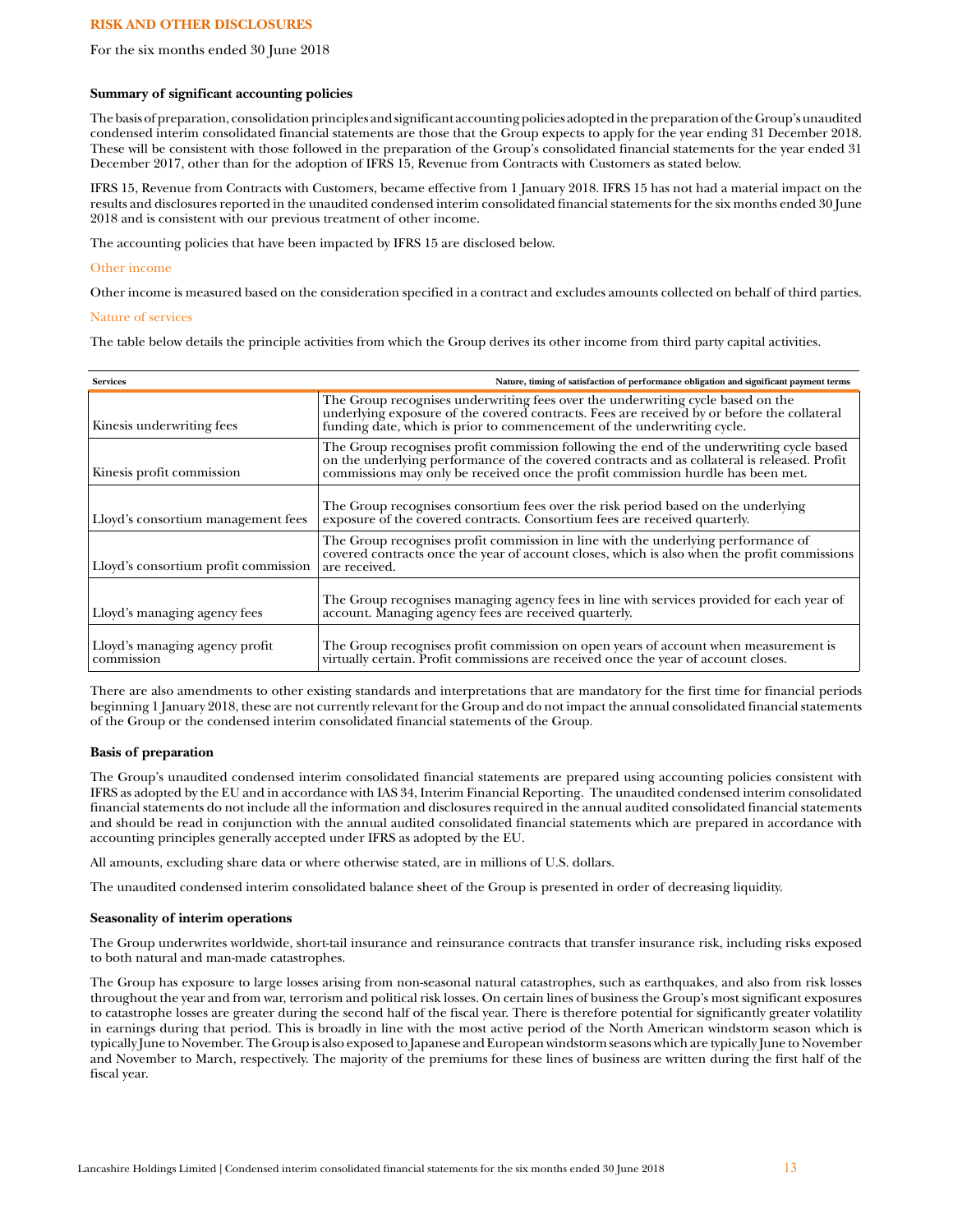## RISK AND OTHER DISCLOSURES

For the six months ended 30 June 2018

### Summary of significant accounting policies

The basis of preparation, consolidation principles and significant accounting policies adopted in the preparation of the Group's unaudited condensed interim consolidated financial statements are those that the Group expects to apply for the year ending 31 December 2018. These will be consistent with those followed in the preparation of the Group's consolidated financial statements for the year ended 31 December 2017, other than for the adoption of IFRS 15, Revenue from Contracts with Customers as stated below.

IFRS 15, Revenue from Contracts with Customers, became effective from 1 January 2018. IFRS 15 has not had a material impact on the results and disclosures reported in the unaudited condensed interim consolidated financial statements for the six months ended 30 June 2018 and is consistent with our previous treatment of other income.

The accounting policies that have been impacted by IFRS 15 are disclosed below.

#### Other income

Other income is measured based on the consideration specified in a contract and excludes amounts collected on behalf of third parties.

#### Nature of services

The table below details the principle activities from which the Group derives its other income from third party capital activities.

| Services | Nature, timing of satisfaction of performance obligation and significant payment terms |
|---|---|
| Kinesis underwriting fees | The Group recognises underwriting fees over the underwriting cycle based on the underlying exposure of the covered contracts. Fees are received by or before the collateral funding date, which is prior to commencement of the underwriting cycle. |
| Kinesis profit commission | The Group recognises profit commission following the end of the underwriting cycle based on the underlying performance of the covered contracts and as collateral is released. Profit commissions may only be received once the profit commission hurdle has been met. |
| Lloyd's consortium management fees | The Group recognises consortium fees over the risk period based on the underlying exposure of the covered contracts. Consortium fees are received quarterly. |
| Lloyd's consortium profit commission | The Group recognises profit commission in line with the underlying performance of covered contracts once the year of account closes, which is also when the profit commissions are received. |
| Lloyd's managing agency fees | The Group recognises managing agency fees in line with services provided for each year of account. Managing agency fees are received quarterly. |
| Lloyd's managing agency profit commission | The Group recognises profit commission on open years of account when measurement is virtually certain. Profit commissions are received once the year of account closes. |

There are also amendments to other existing standards and interpretations that are mandatory for the first time for financial periods beginning 1 January 2018, these are not currently relevant for the Group and do not impact the annual consolidated financial statements of the Group or the condensed interim consolidated financial statements of the Group.

### Basis of preparation

The Group's unaudited condensed interim consolidated financial statements are prepared using accounting policies consistent with IFRS as adopted by the EU and in accordance with IAS 34, Interim Financial Reporting. The unaudited condensed interim consolidated financial statements do not include all the information and disclosures required in the annual audited consolidated financial statements and should be read in conjunction with the annual audited consolidated financial statements which are prepared in accordance with accounting principles generally accepted under IFRS as adopted by the EU.

All amounts, excluding share data or where otherwise stated, are in millions of U.S. dollars.

The unaudited condensed interim consolidated balance sheet of the Group is presented in order of decreasing liquidity.

### Seasonality of interim operations

The Group underwrites worldwide, short-tail insurance and reinsurance contracts that transfer insurance risk, including risks exposed to both natural and man-made catastrophes.

The Group has exposure to large losses arising from non-seasonal natural catastrophes, such as earthquakes, and also from risk losses throughout the year and from war, terrorism and political risk losses. On certain lines of business the Group's most significant exposures to catastrophe losses are greater during the second half of the fiscal year. There is therefore potential for significantly greater volatility in earnings during that period. This is broadly in line with the most active period of the North American windstorm season which is typically June to November. The Group is also exposed to Japanese and European windstorm seasons which are typically June to November and November to March, respectively. The majority of the premiums for these lines of business are written during the first half of the fiscal year.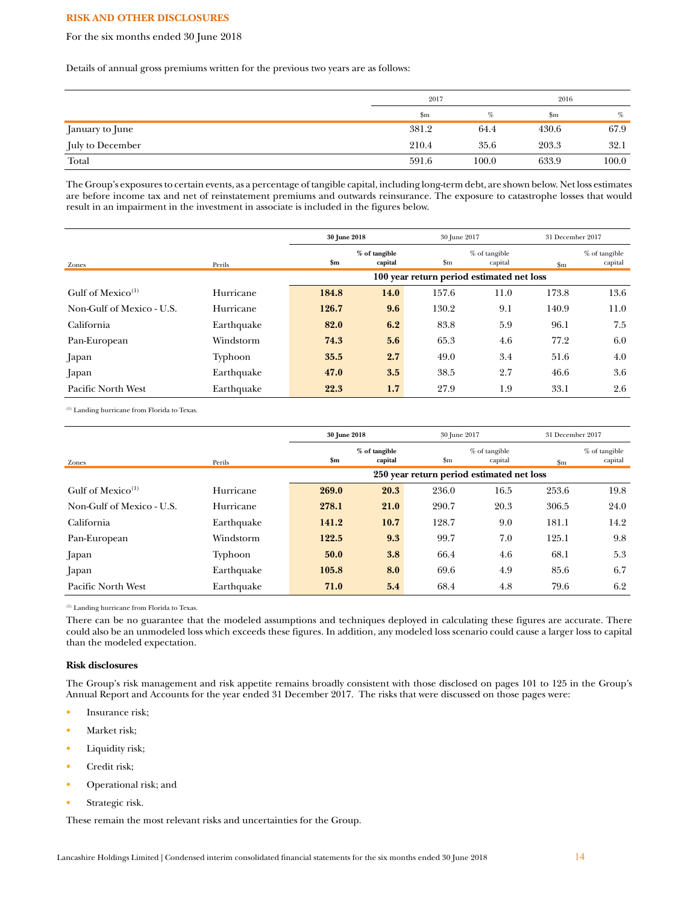**RISK AND OTHER DISCLOSURES**

For the six months ended 30 June 2018

Details of annual gross premiums written for the previous two years are as follows:

| | 2017 | | 2016 | |
|---|---|---|---|---|
| | $m | % | $m | % |
| January to June | 381.2 | 64.4 | 430.6 | 67.9 |
| July to December | 210.4 | 35.6 | 203.3 | 32.1 |
| Total | 591.6 | 100.0 | 633.9 | 100.0 |

The Group's exposures to certain events, as a percentage of tangible capital, including long-term debt, are shown below. Net loss estimates are before income tax and net of reinstatement premiums and outwards reinsurance. The exposure to catastrophe losses that would result in an impairment in the investment in associate is included in the figures below.

| | | **30 June 2018** | | 30 June 2017 | | 31 December 2017 | |
|---|---|---|---|---|---|---|---|
| Zones | Perils | **$m** | **% of tangible capital** | $m | % of tangible capital | $m | % of tangible capital |
| | | **100 year return period estimated net loss** | | | | | |
| Gulf of Mexico[1] | Hurricane | **184.8** | **14.0** | 157.6 | 11.0 | 173.8 | 13.6 |
| Non-Gulf of Mexico - U.S. | Hurricane | **126.7** | **9.6** | 130.2 | 9.1 | 140.9 | 11.0 |
| California | Earthquake | **82.0** | **6.2** | 83.8 | 5.9 | 96.1 | 7.5 |
| Pan-European | Windstorm | **74.3** | **5.6** | 65.3 | 4.6 | 77.2 | 6.0 |
| Japan | Typhoon | **35.5** | **2.7** | 49.0 | 3.4 | 51.6 | 4.0 |
| Japan | Earthquake | **47.0** | **3.5** | 38.5 | 2.7 | 46.6 | 3.6 |
| Pacific North West | Earthquake | **22.3** | **1.7** | 27.9 | 1.9 | 33.1 | 2.6 |

[1] Landing hurricane from Florida to Texas.

| | | **30 June 2018** | | 30 June 2017 | | 31 December 2017 | |
|---|---|---|---|---|---|---|---|
| Zones | Perils | **$m** | **% of tangible capital** | $m | % of tangible capital | $m | % of tangible capital |
| | | **250 year return period estimated net loss** | | | | | |
| Gulf of Mexico[1] | Hurricane | **269.0** | **20.3** | 236.0 | 16.5 | 253.6 | 19.8 |
| Non-Gulf of Mexico - U.S. | Hurricane | **278.1** | **21.0** | 290.7 | 20.3 | 306.5 | 24.0 |
| California | Earthquake | **141.2** | **10.7** | 128.7 | 9.0 | 181.1 | 14.2 |
| Pan-European | Windstorm | **122.5** | **9.3** | 99.7 | 7.0 | 125.1 | 9.8 |
| Japan | Typhoon | **50.0** | **3.8** | 66.4 | 4.6 | 68.1 | 5.3 |
| Japan | Earthquake | **105.8** | **8.0** | 69.6 | 4.9 | 85.6 | 6.7 |
| Pacific North West | Earthquake | **71.0** | **5.4** | 68.4 | 4.8 | 79.6 | 6.2 |

[1] Landing hurricane from Florida to Texas.

There can be no guarantee that the modeled assumptions and techniques deployed in calculating these figures are accurate. There could also be an unmodeled loss which exceeds these figures. In addition, any modeled loss scenario could cause a larger loss to capital than the modeled expectation.

**Risk disclosures**

The Group's risk management and risk appetite remains broadly consistent with those disclosed on pages 101 to 125 in the Group's Annual Report and Accounts for the year ended 31 December 2017. The risks that were discussed on those pages were:

- Insurance risk;
- Market risk;
- Liquidity risk;
- Credit risk;
- Operational risk; and
- Strategic risk.

These remain the most relevant risks and uncertainties for the Group.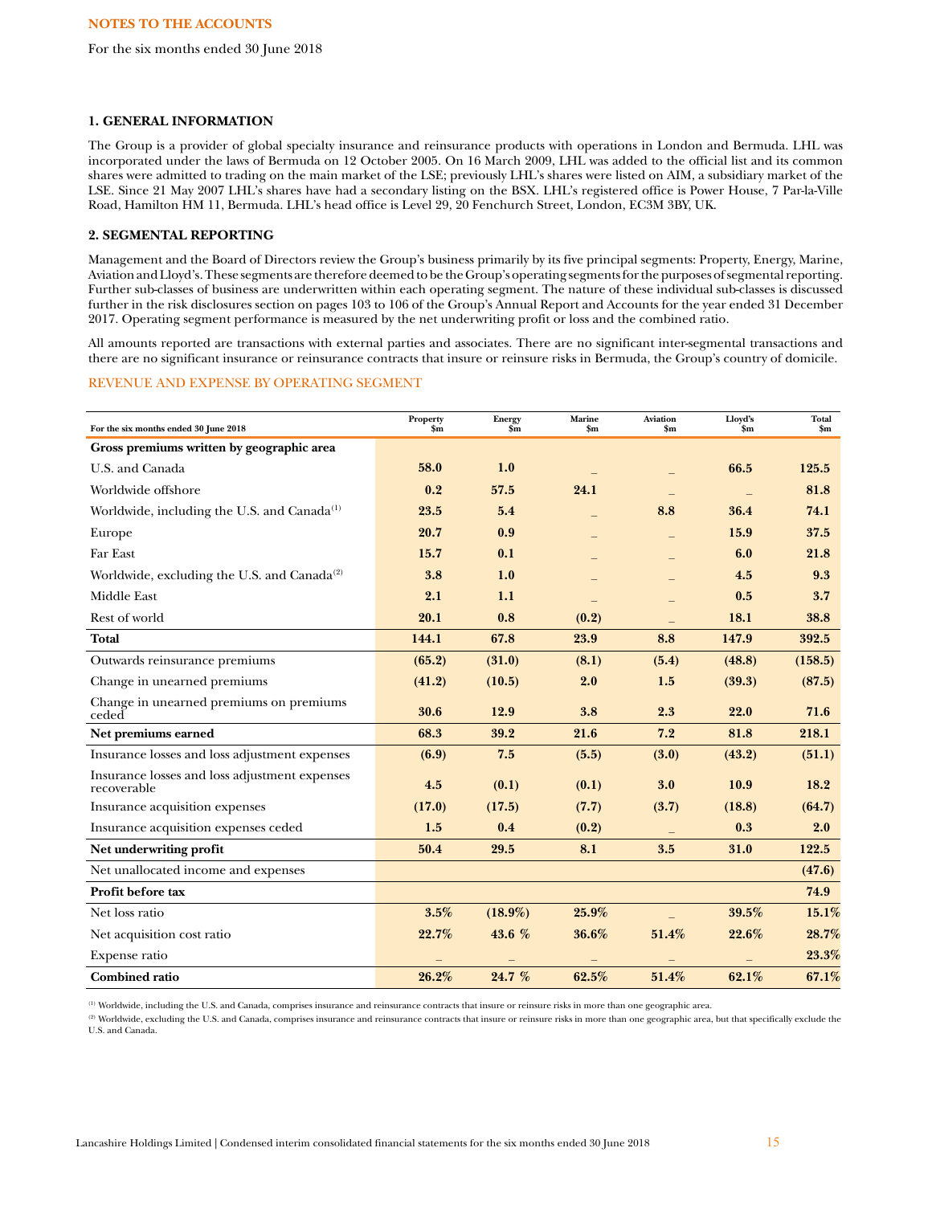NOTES TO THE ACCOUNTS

For the six months ended 30 June 2018

### 1. GENERAL INFORMATION

The Group is a provider of global specialty insurance and reinsurance products with operations in London and Bermuda. LHL was incorporated under the laws of Bermuda on 12 October 2005. On 16 March 2009, LHL was added to the official list and its common shares were admitted to trading on the main market of the LSE; previously LHL's shares were listed on AIM, a subsidiary market of the LSE. Since 21 May 2007 LHL's shares have had a secondary listing on the BSX. LHL's registered office is Power House, 7 Par-la-Ville Road, Hamilton HM 11, Bermuda. LHL's head office is Level 29, 20 Fenchurch Street, London, EC3M 3BY, UK.

### 2. SEGMENTAL REPORTING

Management and the Board of Directors review the Group's business primarily by its five principal segments: Property, Energy, Marine, Aviation and Lloyd's. These segments are therefore deemed to be the Group's operating segments for the purposes of segmental reporting. Further sub-classes of business are underwritten within each operating segment. The nature of these individual sub-classes is discussed further in the risk disclosures section on pages 103 to 106 of the Group's Annual Report and Accounts for the year ended 31 December 2017. Operating segment performance is measured by the net underwriting profit or loss and the combined ratio.

All amounts reported are transactions with external parties and associates. There are no significant inter-segmental transactions and there are no significant insurance or reinsurance contracts that insure or reinsure risks in Bermuda, the Group's country of domicile.

REVENUE AND EXPENSE BY OPERATING SEGMENT

| For the six months ended 30 June 2018 | Property $m | Energy $m | Marine $m | Aviation $m | Lloyd's $m | Total $m |
|---|---|---|---|---|---|---|
| **Gross premiums written by geographic area** | | | | | | |
| U.S. and Canada | **58.0** | **1.0** | – | – | **66.5** | **125.5** |
| Worldwide offshore | **0.2** | **57.5** | **24.1** | – | – | **81.8** |
| Worldwide, including the U.S. and Canada[1] | **23.5** | **5.4** | – | **8.8** | **36.4** | **74.1** |
| Europe | **20.7** | **0.9** | – | – | **15.9** | **37.5** |
| Far East | **15.7** | **0.1** | – | – | **6.0** | **21.8** |
| Worldwide, excluding the U.S. and Canada[2] | **3.8** | **1.0** | – | – | **4.5** | **9.3** |
| Middle East | **2.1** | **1.1** | – | – | **0.5** | **3.7** |
| Rest of world | **20.1** | **0.8** | **(0.2)** | – | **18.1** | **38.8** |
| **Total** | **144.1** | **67.8** | **23.9** | **8.8** | **147.9** | **392.5** |
| Outwards reinsurance premiums | **(65.2)** | **(31.0)** | **(8.1)** | **(5.4)** | **(48.8)** | **(158.5)** |
| Change in unearned premiums | **(41.2)** | **(10.5)** | **2.0** | **1.5** | **(39.3)** | **(87.5)** |
| Change in unearned premiums on premiums ceded | **30.6** | **12.9** | **3.8** | **2.3** | **22.0** | **71.6** |
| **Net premiums earned** | **68.3** | **39.2** | **21.6** | **7.2** | **81.8** | **218.1** |
| Insurance losses and loss adjustment expenses | **(6.9)** | **7.5** | **(5.5)** | **(3.0)** | **(43.2)** | **(51.1)** |
| Insurance losses and loss adjustment expenses recoverable | **4.5** | **(0.1)** | **(0.1)** | **3.0** | **10.9** | **18.2** |
| Insurance acquisition expenses | **(17.0)** | **(17.5)** | **(7.7)** | **(3.7)** | **(18.8)** | **(64.7)** |
| Insurance acquisition expenses ceded | **1.5** | **0.4** | **(0.2)** | – | **0.3** | **2.0** |
| **Net underwriting profit** | **50.4** | **29.5** | **8.1** | **3.5** | **31.0** | **122.5** |
| Net unallocated income and expenses | | | | | | **(47.6)** |
| **Profit before tax** | | | | | | **74.9** |
| Net loss ratio | **3.5%** | **(18.9%)** | **25.9%** | – | **39.5%** | **15.1%** |
| Net acquisition cost ratio | **22.7%** | **43.6 %** | **36.6%** | **51.4%** | **22.6%** | **28.7%** |
| Expense ratio | – | – | – | – | – | **23.3%** |
| **Combined ratio** | **26.2%** | **24.7 %** | **62.5%** | **51.4%** | **62.1%** | **67.1%** |

[1] Worldwide, including the U.S. and Canada, comprises insurance and reinsurance contracts that insure or reinsure risks in more than one geographic area.

[2] Worldwide, excluding the U.S. and Canada, comprises insurance and reinsurance contracts that insure or reinsure risks in more than one geographic area, but that specifically exclude the U.S. and Canada.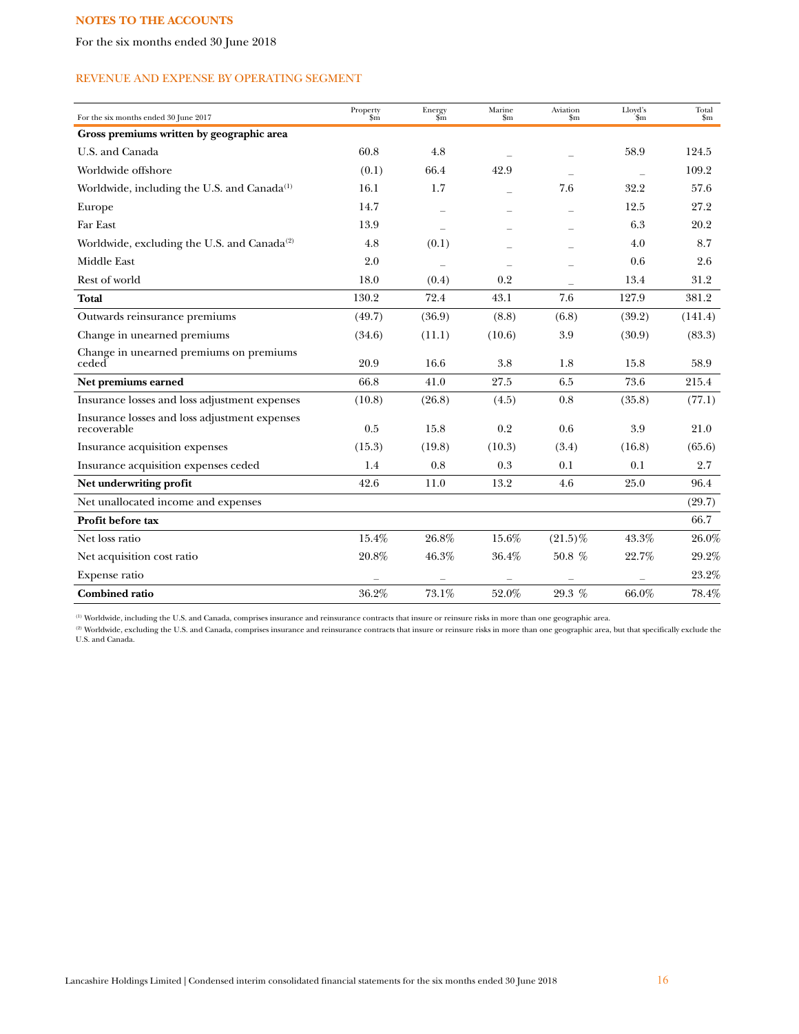**NOTES TO THE ACCOUNTS**

For the six months ended 30 June 2018

## REVENUE AND EXPENSE BY OPERATING SEGMENT

| For the six months ended 30 June 2017 | Property $m | Energy $m | Marine $m | Aviation $m | Lloyd's $m | Total $m |
|---|---|---|---|---|---|---|
| **Gross premiums written by geographic area** | | | | | | |
| U.S. and Canada | 60.8 | 4.8 | – | – | 58.9 | 124.5 |
| Worldwide offshore | (0.1) | 66.4 | 42.9 | – | – | 109.2 |
| Worldwide, including the U.S. and Canada[1] | 16.1 | 1.7 | – | 7.6 | 32.2 | 57.6 |
| Europe | 14.7 | – | – | – | 12.5 | 27.2 |
| Far East | 13.9 | – | – | – | 6.3 | 20.2 |
| Worldwide, excluding the U.S. and Canada[2] | 4.8 | (0.1) | – | – | 4.0 | 8.7 |
| Middle East | 2.0 | – | – | – | 0.6 | 2.6 |
| Rest of world | 18.0 | (0.4) | 0.2 | – | 13.4 | 31.2 |
| **Total** | 130.2 | 72.4 | 43.1 | 7.6 | 127.9 | 381.2 |
| Outwards reinsurance premiums | (49.7) | (36.9) | (8.8) | (6.8) | (39.2) | (141.4) |
| Change in unearned premiums | (34.6) | (11.1) | (10.6) | 3.9 | (30.9) | (83.3) |
| Change in unearned premiums on premiums ceded | 20.9 | 16.6 | 3.8 | 1.8 | 15.8 | 58.9 |
| **Net premiums earned** | 66.8 | 41.0 | 27.5 | 6.5 | 73.6 | 215.4 |
| Insurance losses and loss adjustment expenses | (10.8) | (26.8) | (4.5) | 0.8 | (35.8) | (77.1) |
| Insurance losses and loss adjustment expenses recoverable | 0.5 | 15.8 | 0.2 | 0.6 | 3.9 | 21.0 |
| Insurance acquisition expenses | (15.3) | (19.8) | (10.3) | (3.4) | (16.8) | (65.6) |
| Insurance acquisition expenses ceded | 1.4 | 0.8 | 0.3 | 0.1 | 0.1 | 2.7 |
| **Net underwriting profit** | 42.6 | 11.0 | 13.2 | 4.6 | 25.0 | 96.4 |
| Net unallocated income and expenses | | | | | | (29.7) |
| **Profit before tax** | | | | | | 66.7 |
| Net loss ratio | 15.4% | 26.8% | 15.6% | (21.5)% | 43.3% | 26.0% |
| Net acquisition cost ratio | 20.8% | 46.3% | 36.4% | 50.8 % | 22.7% | 29.2% |
| Expense ratio | – | – | – | – | – | 23.2% |
| **Combined ratio** | 36.2% | 73.1% | 52.0% | 29.3 % | 66.0% | 78.4% |

[1] Worldwide, including the U.S. and Canada, comprises insurance and reinsurance contracts that insure or reinsure risks in more than one geographic area.

[2] Worldwide, excluding the U.S. and Canada, comprises insurance and reinsurance contracts that insure or reinsure risks in more than one geographic area, but that specifically exclude the U.S. and Canada.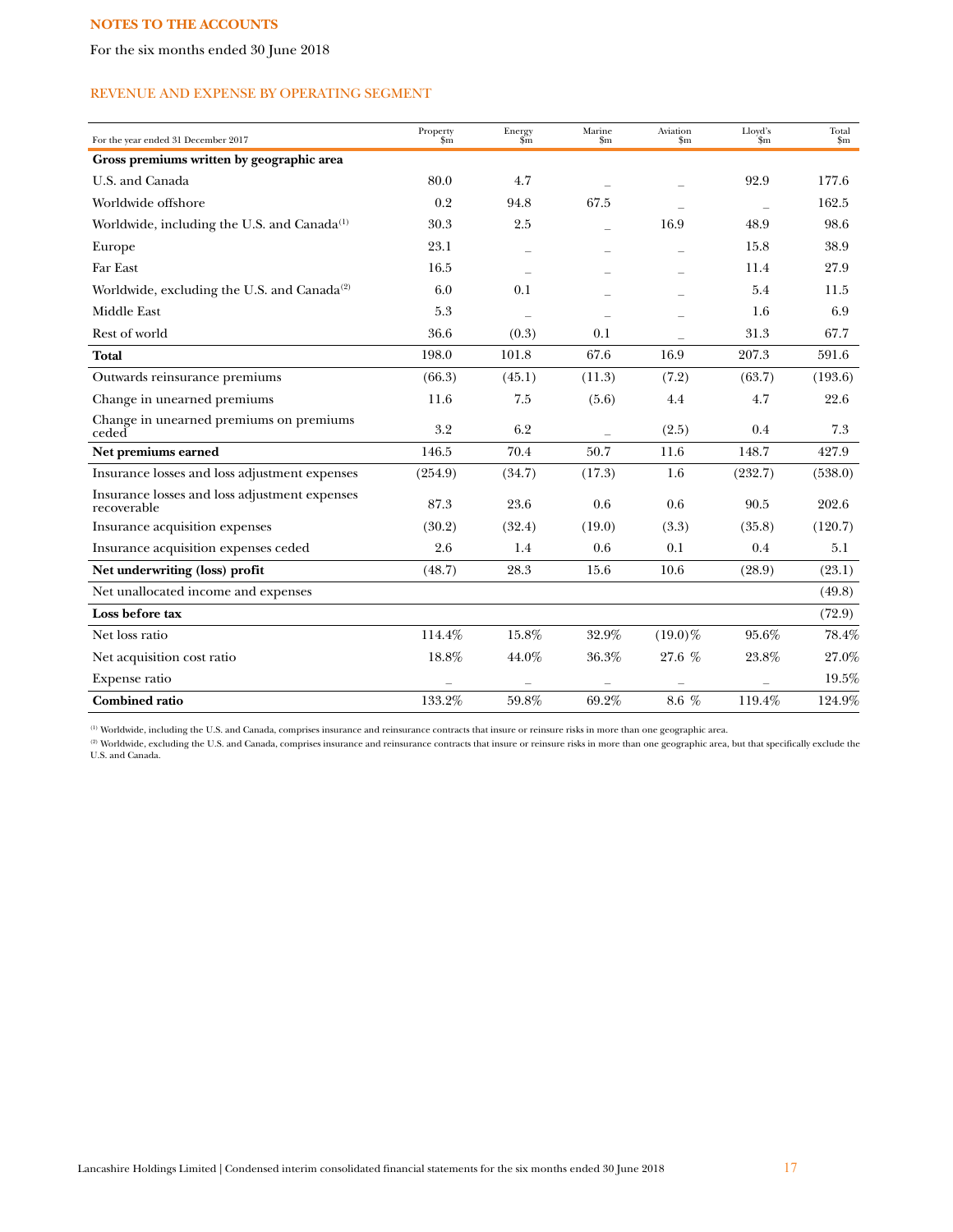**NOTES TO THE ACCOUNTS**

For the six months ended 30 June 2018

## REVENUE AND EXPENSE BY OPERATING SEGMENT

| For the year ended 31 December 2017 | Property $m | Energy $m | Marine $m | Aviation $m | Lloyd's $m | Total $m |
|---|---|---|---|---|---|---|
| **Gross premiums written by geographic area** | | | | | | |
| U.S. and Canada | 80.0 | 4.7 | – | – | 92.9 | 177.6 |
| Worldwide offshore | 0.2 | 94.8 | 67.5 | – | – | 162.5 |
| Worldwide, including the U.S. and Canada[(1)] | 30.3 | 2.5 | – | 16.9 | 48.9 | 98.6 |
| Europe | 23.1 | – | – | – | 15.8 | 38.9 |
| Far East | 16.5 | – | – | – | 11.4 | 27.9 |
| Worldwide, excluding the U.S. and Canada[(2)] | 6.0 | 0.1 | – | – | 5.4 | 11.5 |
| Middle East | 5.3 | – | – | – | 1.6 | 6.9 |
| Rest of world | 36.6 | (0.3) | 0.1 | – | 31.3 | 67.7 |
| **Total** | 198.0 | 101.8 | 67.6 | 16.9 | 207.3 | 591.6 |
| Outwards reinsurance premiums | (66.3) | (45.1) | (11.3) | (7.2) | (63.7) | (193.6) |
| Change in unearned premiums | 11.6 | 7.5 | (5.6) | 4.4 | 4.7 | 22.6 |
| Change in unearned premiums on premiums ceded | 3.2 | 6.2 | – | (2.5) | 0.4 | 7.3 |
| **Net premiums earned** | 146.5 | 70.4 | 50.7 | 11.6 | 148.7 | 427.9 |
| Insurance losses and loss adjustment expenses | (254.9) | (34.7) | (17.3) | 1.6 | (232.7) | (538.0) |
| Insurance losses and loss adjustment expenses recoverable | 87.3 | 23.6 | 0.6 | 0.6 | 90.5 | 202.6 |
| Insurance acquisition expenses | (30.2) | (32.4) | (19.0) | (3.3) | (35.8) | (120.7) |
| Insurance acquisition expenses ceded | 2.6 | 1.4 | 0.6 | 0.1 | 0.4 | 5.1 |
| **Net underwriting (loss) profit** | (48.7) | 28.3 | 15.6 | 10.6 | (28.9) | (23.1) |
| Net unallocated income and expenses | | | | | | (49.8) |
| **Loss before tax** | | | | | | (72.9) |
| Net loss ratio | 114.4% | 15.8% | 32.9% | (19.0)% | 95.6% | 78.4% |
| Net acquisition cost ratio | 18.8% | 44.0% | 36.3% | 27.6 % | 23.8% | 27.0% |
| Expense ratio | – | – | – | – | – | 19.5% |
| **Combined ratio** | 133.2% | 59.8% | 69.2% | 8.6 % | 119.4% | 124.9% |

(1) Worldwide, including the U.S. and Canada, comprises insurance and reinsurance contracts that insure or reinsure risks in more than one geographic area.

(2) Worldwide, excluding the U.S. and Canada, comprises insurance and reinsurance contracts that insure or reinsure risks in more than one geographic area, but that specifically exclude the U.S. and Canada.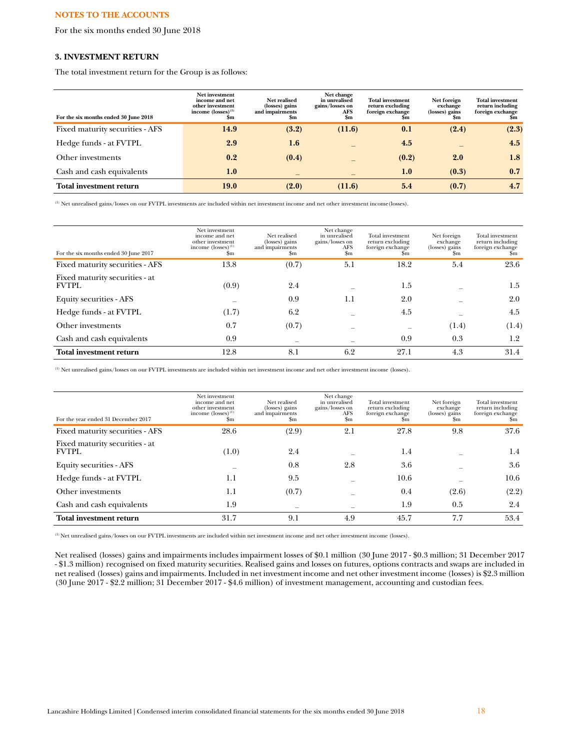**NOTES TO THE ACCOUNTS**

For the six months ended 30 June 2018

### 3. INVESTMENT RETURN

The total investment return for the Group is as follows:

| For the six months ended 30 June 2018 | Net investment income and net other investment income (losses)[(1)] \$m | Net realised (losses) gains and impairments \$m | Net change in unrealised gains/losses on AFS \$m | Total investment return excluding foreign exchange \$m | Net foreign exchange (losses) gains \$m | Total investment return including foreign exchange \$m |
|---|---|---|---|---|---|---|
| Fixed maturity securities - AFS | **14.9** | **(3.2)** | **(11.6)** | **0.1** | **(2.4)** | **(2.3)** |
| Hedge funds - at FVTPL | **2.9** | **1.6** | – | **4.5** | – | **4.5** |
| Other investments | **0.2** | **(0.4)** | – | **(0.2)** | **2.0** | **1.8** |
| Cash and cash equivalents | **1.0** | – | – | **1.0** | **(0.3)** | **0.7** |
| **Total investment return** | **19.0** | **(2.0)** | **(11.6)** | **5.4** | **(0.7)** | **4.7** |

[(1)] Net unrealised gains/losses on our FVTPL investments are included within net investment income and net other investment income(losses).

| For the six months ended 30 June 2017 | Net investment income and net other investment income (losses)[(1)] \$m | Net realised (losses) gains and impairments \$m | Net change in unrealised gains/losses on AFS \$m | Total investment return excluding foreign exchange \$m | Net foreign exchange (losses) gains \$m | Total investment return including foreign exchange \$m |
|---|---|---|---|---|---|---|
| Fixed maturity securities - AFS | 13.8 | (0.7) | 5.1 | 18.2 | 5.4 | 23.6 |
| Fixed maturity securities - at FVTPL | (0.9) | 2.4 | – | 1.5 | – | 1.5 |
| Equity securities - AFS | – | 0.9 | 1.1 | 2.0 | – | 2.0 |
| Hedge funds - at FVTPL | (1.7) | 6.2 | – | 4.5 | – | 4.5 |
| Other investments | 0.7 | (0.7) | – | – | (1.4) | (1.4) |
| Cash and cash equivalents | 0.9 | – | – | 0.9 | 0.3 | 1.2 |
| **Total investment return** | 12.8 | 8.1 | 6.2 | 27.1 | 4.3 | 31.4 |

[(1)] Net unrealised gains/losses on our FVTPL investments are included within net investment income and net other investment income (losses).

| For the year ended 31 December 2017 | Net investment income and net other investment income (losses)[(1)] \$m | Net realised (losses) gains and impairments \$m | Net change in unrealised gains/losses on AFS \$m | Total investment return excluding foreign exchange \$m | Net foreign exchange (losses) gains \$m | Total investment return including foreign exchange \$m |
|---|---|---|---|---|---|---|
| Fixed maturity securities - AFS | 28.6 | (2.9) | 2.1 | 27.8 | 9.8 | 37.6 |
| Fixed maturity securities - at FVTPL | (1.0) | 2.4 | – | 1.4 | – | 1.4 |
| Equity securities - AFS | – | 0.8 | 2.8 | 3.6 | – | 3.6 |
| Hedge funds - at FVTPL | 1.1 | 9.5 | – | 10.6 | – | 10.6 |
| Other investments | 1.1 | (0.7) | – | 0.4 | (2.6) | (2.2) |
| Cash and cash equivalents | 1.9 | – | – | 1.9 | 0.5 | 2.4 |
| **Total investment return** | 31.7 | 9.1 | 4.9 | 45.7 | 7.7 | 53.4 |

[(1)] Net unrealised gains/losses on our FVTPL investments are included within net investment income and net other investment income (losses).

Net realised (losses) gains and impairments includes impairment losses of \$0.1 million (30 June 2017 - \$0.3 million; 31 December 2017 - \$1.3 million) recognised on fixed maturity securities. Realised gains and losses on futures, options contracts and swaps are included in net realised (losses) gains and impairments. Included in net investment income and net other investment income (losses) is \$2.3 million (30 June 2017 - \$2.2 million; 31 December 2017 - \$4.6 million) of investment management, accounting and custodian fees.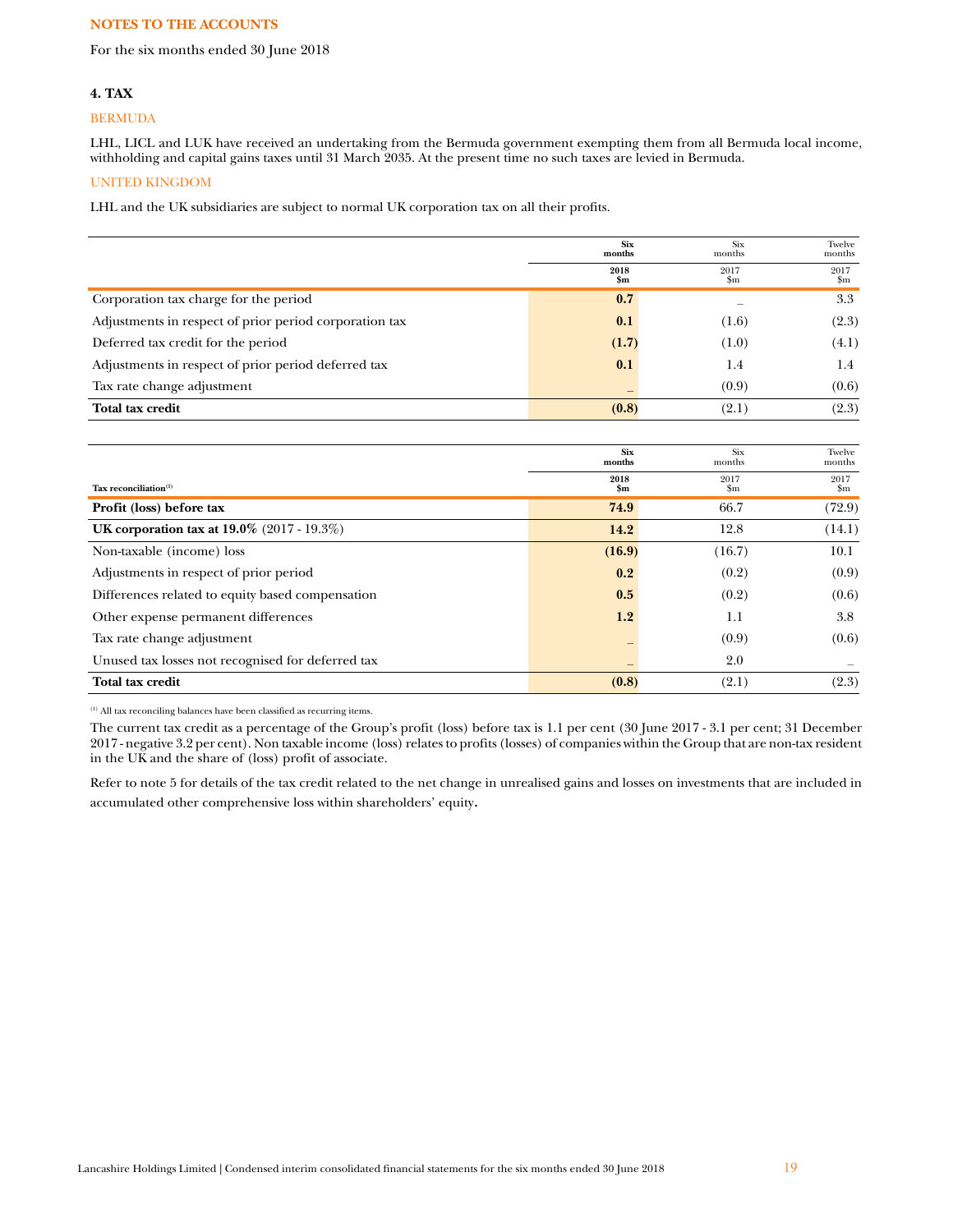**NOTES TO THE ACCOUNTS**

For the six months ended 30 June 2018

### 4. TAX

**BERMUDA**

LHL, LICL and LUK have received an undertaking from the Bermuda government exempting them from all Bermuda local income, withholding and capital gains taxes until 31 March 2035. At the present time no such taxes are levied in Bermuda.

**UNITED KINGDOM**

LHL and the UK subsidiaries are subject to normal UK corporation tax on all their profits.

| | **Six months** | Six months | Twelve months |
|---|---|---|---|
| | **2018 $m** | 2017 $m | 2017 $m |
| Corporation tax charge for the period | **0.7** | – | 3.3 |
| Adjustments in respect of prior period corporation tax | **0.1** | (1.6) | (2.3) |
| Deferred tax credit for the period | **(1.7)** | (1.0) | (4.1) |
| Adjustments in respect of prior period deferred tax | **0.1** | 1.4 | 1.4 |
| Tax rate change adjustment | – | (0.9) | (0.6) |
| **Total tax credit** | **(0.8)** | (2.1) | (2.3) |

| | **Six months** | Six months | Twelve months |
|---|---|---|---|
| **Tax reconciliation**[1] | **2018 $m** | 2017 $m | 2017 $m |
| **Profit (loss) before tax** | **74.9** | 66.7 | (72.9) |
| **UK corporation tax at 19.0%** (2017 - 19.3%) | **14.2** | 12.8 | (14.1) |
| Non-taxable (income) loss | **(16.9)** | (16.7) | 10.1 |
| Adjustments in respect of prior period | **0.2** | (0.2) | (0.9) |
| Differences related to equity based compensation | **0.5** | (0.2) | (0.6) |
| Other expense permanent differences | **1.2** | 1.1 | 3.8 |
| Tax rate change adjustment | – | (0.9) | (0.6) |
| Unused tax losses not recognised for deferred tax | – | 2.0 | – |
| **Total tax credit** | **(0.8)** | (2.1) | (2.3) |

[1] All tax reconciling balances have been classified as recurring items.

The current tax credit as a percentage of the Group's profit (loss) before tax is 1.1 per cent (30 June 2017 - 3.1 per cent; 31 December 2017 - negative 3.2 per cent). Non taxable income (loss) relates to profits (losses) of companies within the Group that are non-tax resident in the UK and the share of (loss) profit of associate.

Refer to note 5 for details of the tax credit related to the net change in unrealised gains and losses on investments that are included in accumulated other comprehensive loss within shareholders' equity.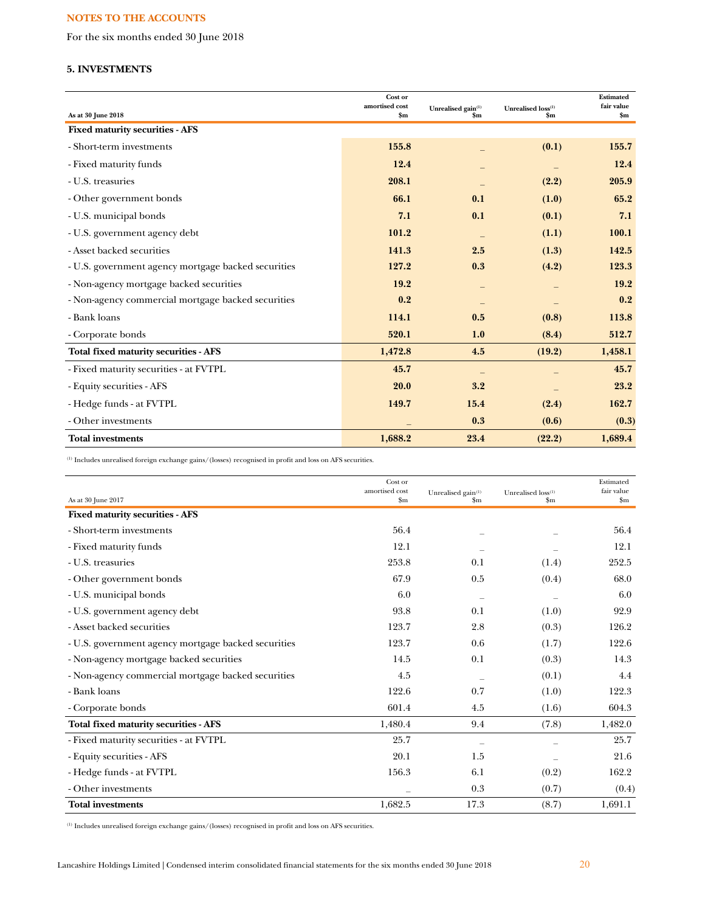**NOTES TO THE ACCOUNTS**

For the six months ended 30 June 2018

### 5. INVESTMENTS

| As at 30 June 2018 | Cost or amortised cost $m | Unrealised gain[(1)] $m | Unrealised loss[(1)] $m | Estimated fair value $m |
|---|---|---|---|---|
| **Fixed maturity securities - AFS** | | | | |
| - Short-term investments | **155.8** | – | **(0.1)** | **155.7** |
| - Fixed maturity funds | **12.4** | – | – | **12.4** |
| - U.S. treasuries | **208.1** | – | **(2.2)** | **205.9** |
| - Other government bonds | **66.1** | **0.1** | **(1.0)** | **65.2** |
| - U.S. municipal bonds | **7.1** | **0.1** | **(0.1)** | **7.1** |
| - U.S. government agency debt | **101.2** | – | **(1.1)** | **100.1** |
| - Asset backed securities | **141.3** | **2.5** | **(1.3)** | **142.5** |
| - U.S. government agency mortgage backed securities | **127.2** | **0.3** | **(4.2)** | **123.3** |
| - Non-agency mortgage backed securities | **19.2** | – | – | **19.2** |
| - Non-agency commercial mortgage backed securities | **0.2** | – | – | **0.2** |
| - Bank loans | **114.1** | **0.5** | **(0.8)** | **113.8** |
| - Corporate bonds | **520.1** | **1.0** | **(8.4)** | **512.7** |
| **Total fixed maturity securities - AFS** | **1,472.8** | **4.5** | **(19.2)** | **1,458.1** |
| - Fixed maturity securities - at FVTPL | **45.7** | – | – | **45.7** |
| - Equity securities - AFS | **20.0** | **3.2** | – | **23.2** |
| - Hedge funds - at FVTPL | **149.7** | **15.4** | **(2.4)** | **162.7** |
| - Other investments | – | **0.3** | **(0.6)** | **(0.3)** |
| **Total investments** | **1,688.2** | **23.4** | **(22.2)** | **1,689.4** |

(1) Includes unrealised foreign exchange gains/(losses) recognised in profit and loss on AFS securities.

| As at 30 June 2017 | Cost or amortised cost $m | Unrealised gain[(1)] $m | Unrealised loss[(1)] $m | Estimated fair value $m |
|---|---|---|---|---|
| **Fixed maturity securities - AFS** | | | | |
| - Short-term investments | 56.4 | – | – | 56.4 |
| - Fixed maturity funds | 12.1 | – | – | 12.1 |
| - U.S. treasuries | 253.8 | 0.1 | (1.4) | 252.5 |
| - Other government bonds | 67.9 | 0.5 | (0.4) | 68.0 |
| - U.S. municipal bonds | 6.0 | – | – | 6.0 |
| - U.S. government agency debt | 93.8 | 0.1 | (1.0) | 92.9 |
| - Asset backed securities | 123.7 | 2.8 | (0.3) | 126.2 |
| - U.S. government agency mortgage backed securities | 123.7 | 0.6 | (1.7) | 122.6 |
| - Non-agency mortgage backed securities | 14.5 | 0.1 | (0.3) | 14.3 |
| - Non-agency commercial mortgage backed securities | 4.5 | – | (0.1) | 4.4 |
| - Bank loans | 122.6 | 0.7 | (1.0) | 122.3 |
| - Corporate bonds | 601.4 | 4.5 | (1.6) | 604.3 |
| **Total fixed maturity securities - AFS** | 1,480.4 | 9.4 | (7.8) | 1,482.0 |
| - Fixed maturity securities - at FVTPL | 25.7 | – | – | 25.7 |
| - Equity securities - AFS | 20.1 | 1.5 | – | 21.6 |
| - Hedge funds - at FVTPL | 156.3 | 6.1 | (0.2) | 162.2 |
| - Other investments | – | 0.3 | (0.7) | (0.4) |
| **Total investments** | 1,682.5 | 17.3 | (8.7) | 1,691.1 |

(1) Includes unrealised foreign exchange gains/(losses) recognised in profit and loss on AFS securities.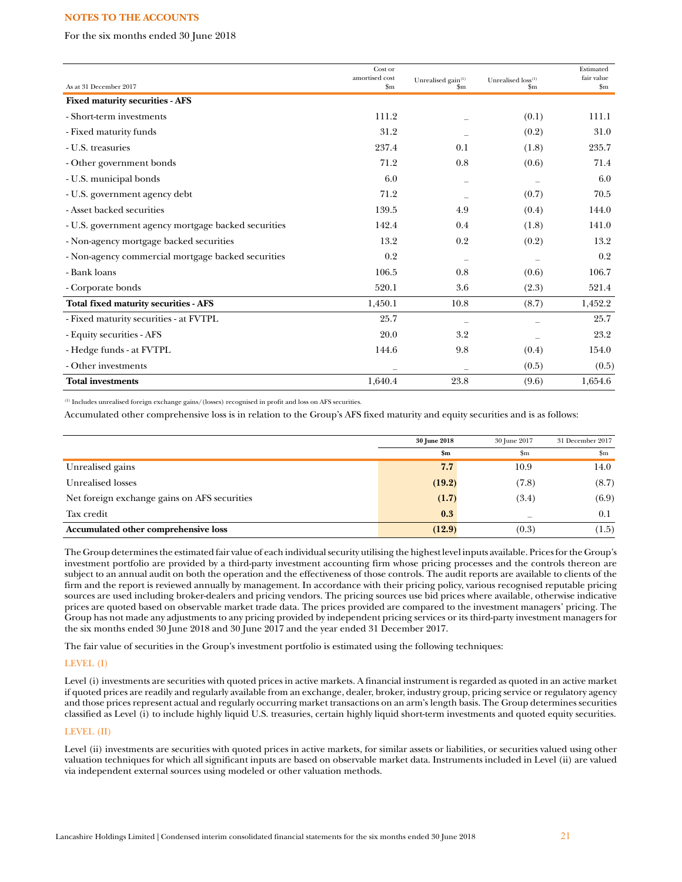**NOTES TO THE ACCOUNTS**

For the six months ended 30 June 2018

| As at 31 December 2017 | Cost or amortised cost $m | Unrealised gain[1] $m | Unrealised loss[1] $m | Estimated fair value $m |
|---|---|---|---|---|
| **Fixed maturity securities - AFS** | | | | |
| - Short-term investments | 111.2 | – | (0.1) | 111.1 |
| - Fixed maturity funds | 31.2 | – | (0.2) | 31.0 |
| - U.S. treasuries | 237.4 | 0.1 | (1.8) | 235.7 |
| - Other government bonds | 71.2 | 0.8 | (0.6) | 71.4 |
| - U.S. municipal bonds | 6.0 | – | – | 6.0 |
| - U.S. government agency debt | 71.2 | – | (0.7) | 70.5 |
| - Asset backed securities | 139.5 | 4.9 | (0.4) | 144.0 |
| - U.S. government agency mortgage backed securities | 142.4 | 0.4 | (1.8) | 141.0 |
| - Non-agency mortgage backed securities | 13.2 | 0.2 | (0.2) | 13.2 |
| - Non-agency commercial mortgage backed securities | 0.2 | – | – | 0.2 |
| - Bank loans | 106.5 | 0.8 | (0.6) | 106.7 |
| - Corporate bonds | 520.1 | 3.6 | (2.3) | 521.4 |
| **Total fixed maturity securities - AFS** | 1,450.1 | 10.8 | (8.7) | 1,452.2 |
| - Fixed maturity securities - at FVTPL | 25.7 | – | – | 25.7 |
| - Equity securities - AFS | 20.0 | 3.2 | – | 23.2 |
| - Hedge funds - at FVTPL | 144.6 | 9.8 | (0.4) | 154.0 |
| - Other investments | – | – | (0.5) | (0.5) |
| **Total investments** | 1,640.4 | 23.8 | (9.6) | 1,654.6 |

[1] Includes unrealised foreign exchange gains/(losses) recognised in profit and loss on AFS securities.

Accumulated other comprehensive loss is in relation to the Group's AFS fixed maturity and equity securities and is as follows:

| | **30 June 2018** $m | 30 June 2017 $m | 31 December 2017 $m |
|---|---|---|---|
| Unrealised gains | **7.7** | 10.9 | 14.0 |
| Unrealised losses | **(19.2)** | (7.8) | (8.7) |
| Net foreign exchange gains on AFS securities | **(1.7)** | (3.4) | (6.9) |
| Tax credit | **0.3** | – | 0.1 |
| **Accumulated other comprehensive loss** | **(12.9)** | (0.3) | (1.5) |

The Group determines the estimated fair value of each individual security utilising the highest level inputs available. Prices for the Group's investment portfolio are provided by a third-party investment accounting firm whose pricing processes and the controls thereon are subject to an annual audit on both the operation and the effectiveness of those controls. The audit reports are available to clients of the firm and the report is reviewed annually by management. In accordance with their pricing policy, various recognised reputable pricing sources are used including broker-dealers and pricing vendors. The pricing sources use bid prices where available, otherwise indicative prices are quoted based on observable market trade data. The prices provided are compared to the investment managers' pricing. The Group has not made any adjustments to any pricing provided by independent pricing services or its third-party investment managers for the six months ended 30 June 2018 and 30 June 2017 and the year ended 31 December 2017.

The fair value of securities in the Group's investment portfolio is estimated using the following techniques:

### LEVEL (I)

Level (i) investments are securities with quoted prices in active markets. A financial instrument is regarded as quoted in an active market if quoted prices are readily and regularly available from an exchange, dealer, broker, industry group, pricing service or regulatory agency and those prices represent actual and regularly occurring market transactions on an arm's length basis. The Group determines securities classified as Level (i) to include highly liquid U.S. treasuries, certain highly liquid short-term investments and quoted equity securities.

### LEVEL (II)

Level (ii) investments are securities with quoted prices in active markets, for similar assets or liabilities, or securities valued using other valuation techniques for which all significant inputs are based on observable market data. Instruments included in Level (ii) are valued via independent external sources using modeled or other valuation methods.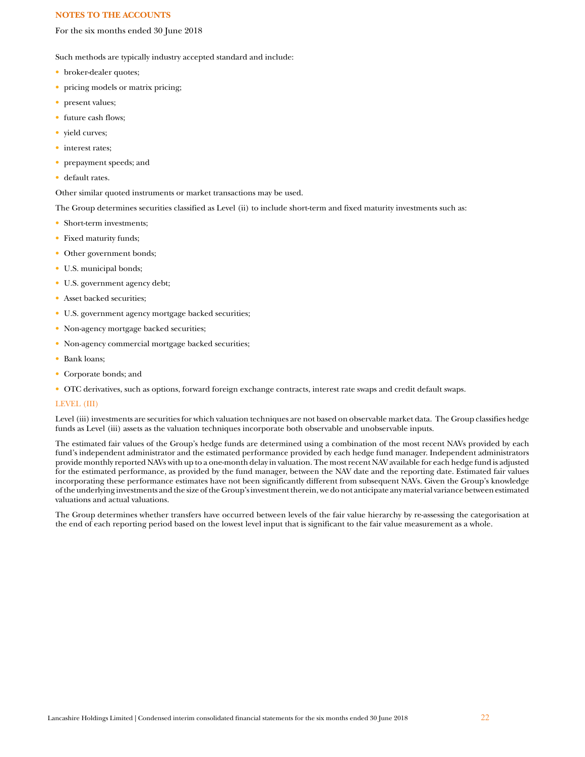## NOTES TO THE ACCOUNTS

For the six months ended 30 June 2018

Such methods are typically industry accepted standard and include:

- broker-dealer quotes;
- pricing models or matrix pricing;
- present values;
- future cash flows;
- yield curves;
- interest rates;
- prepayment speeds; and
- default rates.

Other similar quoted instruments or market transactions may be used.

The Group determines securities classified as Level (ii) to include short-term and fixed maturity investments such as:

- Short-term investments;
- Fixed maturity funds;
- Other government bonds;
- U.S. municipal bonds;
- U.S. government agency debt;
- Asset backed securities;
- U.S. government agency mortgage backed securities;
- Non-agency mortgage backed securities;
- Non-agency commercial mortgage backed securities;
- Bank loans;
- Corporate bonds; and
- OTC derivatives, such as options, forward foreign exchange contracts, interest rate swaps and credit default swaps.

### LEVEL (III)

Level (iii) investments are securities for which valuation techniques are not based on observable market data. The Group classifies hedge funds as Level (iii) assets as the valuation techniques incorporate both observable and unobservable inputs.

The estimated fair values of the Group's hedge funds are determined using a combination of the most recent NAVs provided by each fund's independent administrator and the estimated performance provided by each hedge fund manager. Independent administrators provide monthly reported NAVs with up to a one-month delay in valuation. The most recent NAV available for each hedge fund is adjusted for the estimated performance, as provided by the fund manager, between the NAV date and the reporting date. Estimated fair values incorporating these performance estimates have not been significantly different from subsequent NAVs. Given the Group's knowledge of the underlying investments and the size of the Group's investment therein, we do not anticipate any material variance between estimated valuations and actual valuations.

The Group determines whether transfers have occurred between levels of the fair value hierarchy by re-assessing the categorisation at the end of each reporting period based on the lowest level input that is significant to the fair value measurement as a whole.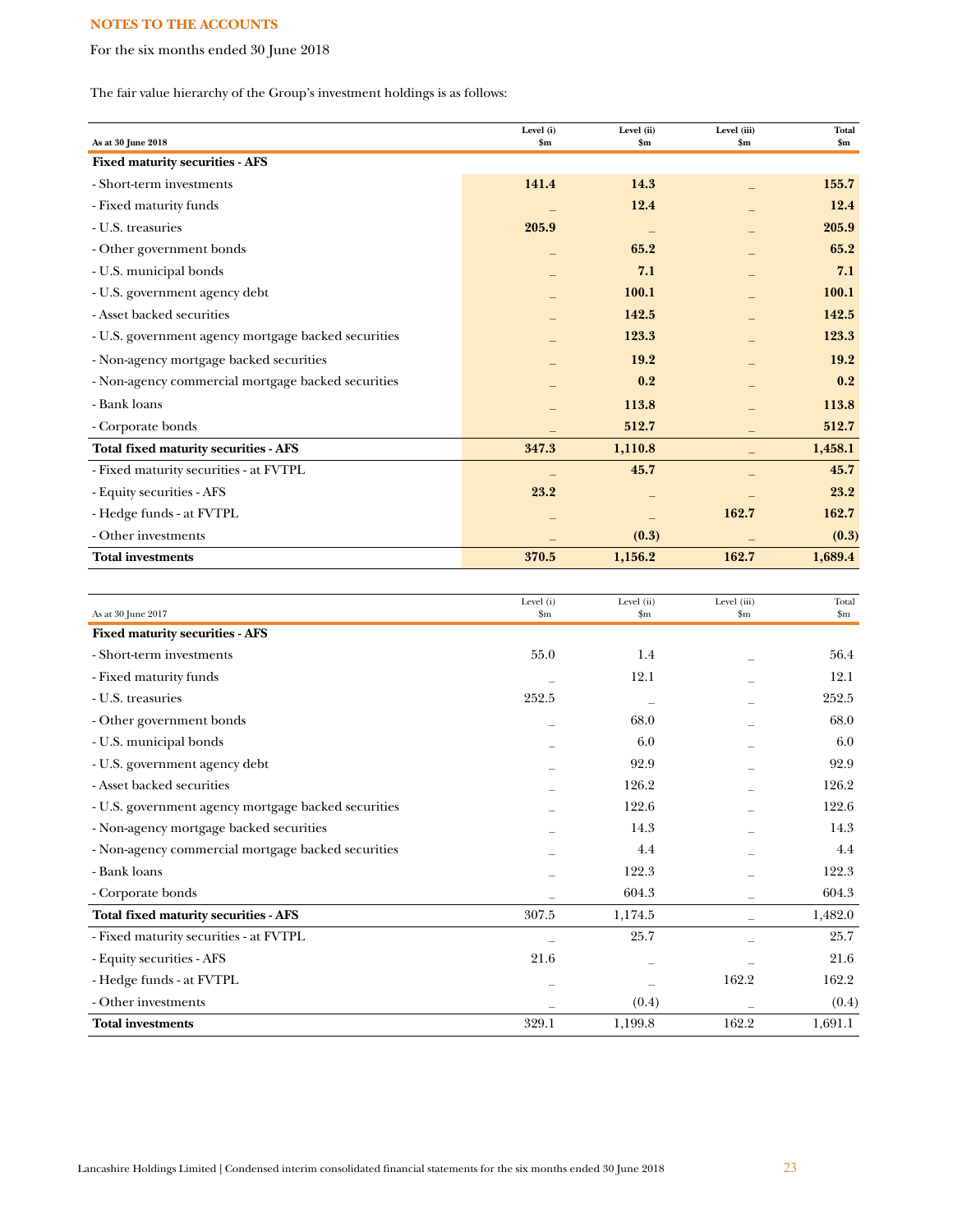**NOTES TO THE ACCOUNTS**

For the six months ended 30 June 2018

The fair value hierarchy of the Group's investment holdings is as follows:

| As at 30 June 2018 | Level (i) $m | Level (ii) $m | Level (iii) $m | Total $m |
|---|---|---|---|---|
| **Fixed maturity securities - AFS** | | | | |
| - Short-term investments | **141.4** | **14.3** | – | **155.7** |
| - Fixed maturity funds | – | **12.4** | – | **12.4** |
| - U.S. treasuries | **205.9** | – | – | **205.9** |
| - Other government bonds | – | **65.2** | – | **65.2** |
| - U.S. municipal bonds | – | **7.1** | – | **7.1** |
| - U.S. government agency debt | – | **100.1** | – | **100.1** |
| - Asset backed securities | – | **142.5** | – | **142.5** |
| - U.S. government agency mortgage backed securities | – | **123.3** | – | **123.3** |
| - Non-agency mortgage backed securities | – | **19.2** | – | **19.2** |
| - Non-agency commercial mortgage backed securities | – | **0.2** | – | **0.2** |
| - Bank loans | – | **113.8** | – | **113.8** |
| - Corporate bonds | – | **512.7** | – | **512.7** |
| **Total fixed maturity securities - AFS** | **347.3** | **1,110.8** | – | **1,458.1** |
| - Fixed maturity securities - at FVTPL | – | **45.7** | – | **45.7** |
| - Equity securities - AFS | **23.2** | – | – | **23.2** |
| - Hedge funds - at FVTPL | – | – | **162.7** | **162.7** |
| - Other investments | – | **(0.3)** | – | **(0.3)** |
| **Total investments** | **370.5** | **1,156.2** | **162.7** | **1,689.4** |

| As at 30 June 2017 | Level (i) $m | Level (ii) $m | Level (iii) $m | Total $m |
|---|---|---|---|---|
| **Fixed maturity securities - AFS** | | | | |
| - Short-term investments | 55.0 | 1.4 | – | 56.4 |
| - Fixed maturity funds | – | 12.1 | – | 12.1 |
| - U.S. treasuries | 252.5 | – | – | 252.5 |
| - Other government bonds | – | 68.0 | – | 68.0 |
| - U.S. municipal bonds | – | 6.0 | – | 6.0 |
| - U.S. government agency debt | – | 92.9 | – | 92.9 |
| - Asset backed securities | – | 126.2 | – | 126.2 |
| - U.S. government agency mortgage backed securities | – | 122.6 | – | 122.6 |
| - Non-agency mortgage backed securities | – | 14.3 | – | 14.3 |
| - Non-agency commercial mortgage backed securities | – | 4.4 | – | 4.4 |
| - Bank loans | – | 122.3 | – | 122.3 |
| - Corporate bonds | – | 604.3 | – | 604.3 |
| **Total fixed maturity securities - AFS** | 307.5 | 1,174.5 | – | 1,482.0 |
| - Fixed maturity securities - at FVTPL | – | 25.7 | – | 25.7 |
| - Equity securities - AFS | 21.6 | – | – | 21.6 |
| - Hedge funds - at FVTPL | – | – | 162.2 | 162.2 |
| - Other investments | – | (0.4) | – | (0.4) |
| **Total investments** | 329.1 | 1,199.8 | 162.2 | 1,691.1 |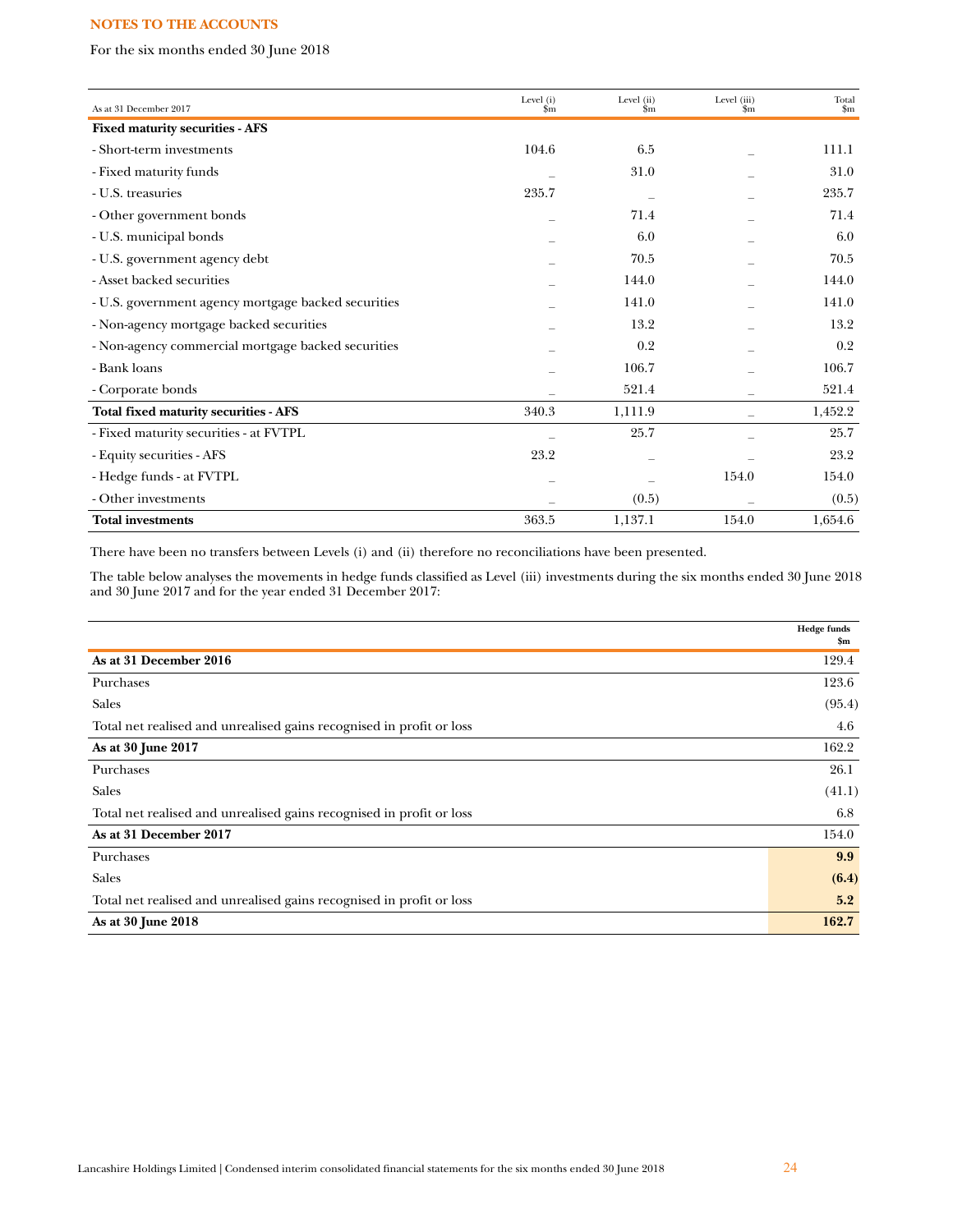## NOTES TO THE ACCOUNTS

For the six months ended 30 June 2018

| As at 31 December 2017 | Level (i) $m | Level (ii) $m | Level (iii) $m | Total $m |
|---|---|---|---|---|
| **Fixed maturity securities - AFS** | | | | |
| - Short-term investments | 104.6 | 6.5 | – | 111.1 |
| - Fixed maturity funds | – | 31.0 | – | 31.0 |
| - U.S. treasuries | 235.7 | – | – | 235.7 |
| - Other government bonds | – | 71.4 | – | 71.4 |
| - U.S. municipal bonds | – | 6.0 | – | 6.0 |
| - U.S. government agency debt | – | 70.5 | – | 70.5 |
| - Asset backed securities | – | 144.0 | – | 144.0 |
| - U.S. government agency mortgage backed securities | – | 141.0 | – | 141.0 |
| - Non-agency mortgage backed securities | – | 13.2 | – | 13.2 |
| - Non-agency commercial mortgage backed securities | – | 0.2 | – | 0.2 |
| - Bank loans | – | 106.7 | – | 106.7 |
| - Corporate bonds | – | 521.4 | – | 521.4 |
| **Total fixed maturity securities - AFS** | 340.3 | 1,111.9 | – | 1,452.2 |
| - Fixed maturity securities - at FVTPL | – | 25.7 | – | 25.7 |
| - Equity securities - AFS | 23.2 | – | – | 23.2 |
| - Hedge funds - at FVTPL | – | – | 154.0 | 154.0 |
| - Other investments | – | (0.5) | – | (0.5) |
| **Total investments** | 363.5 | 1,137.1 | 154.0 | 1,654.6 |

There have been no transfers between Levels (i) and (ii) therefore no reconciliations have been presented.

The table below analyses the movements in hedge funds classified as Level (iii) investments during the six months ended 30 June 2018 and 30 June 2017 and for the year ended 31 December 2017:

| | Hedge funds $m |
|---|---|
| **As at 31 December 2016** | 129.4 |
| Purchases | 123.6 |
| Sales | (95.4) |
| Total net realised and unrealised gains recognised in profit or loss | 4.6 |
| **As at 30 June 2017** | 162.2 |
| Purchases | 26.1 |
| Sales | (41.1) |
| Total net realised and unrealised gains recognised in profit or loss | 6.8 |
| **As at 31 December 2017** | 154.0 |
| Purchases | **9.9** |
| Sales | **(6.4)** |
| Total net realised and unrealised gains recognised in profit or loss | **5.2** |
| **As at 30 June 2018** | **162.7** |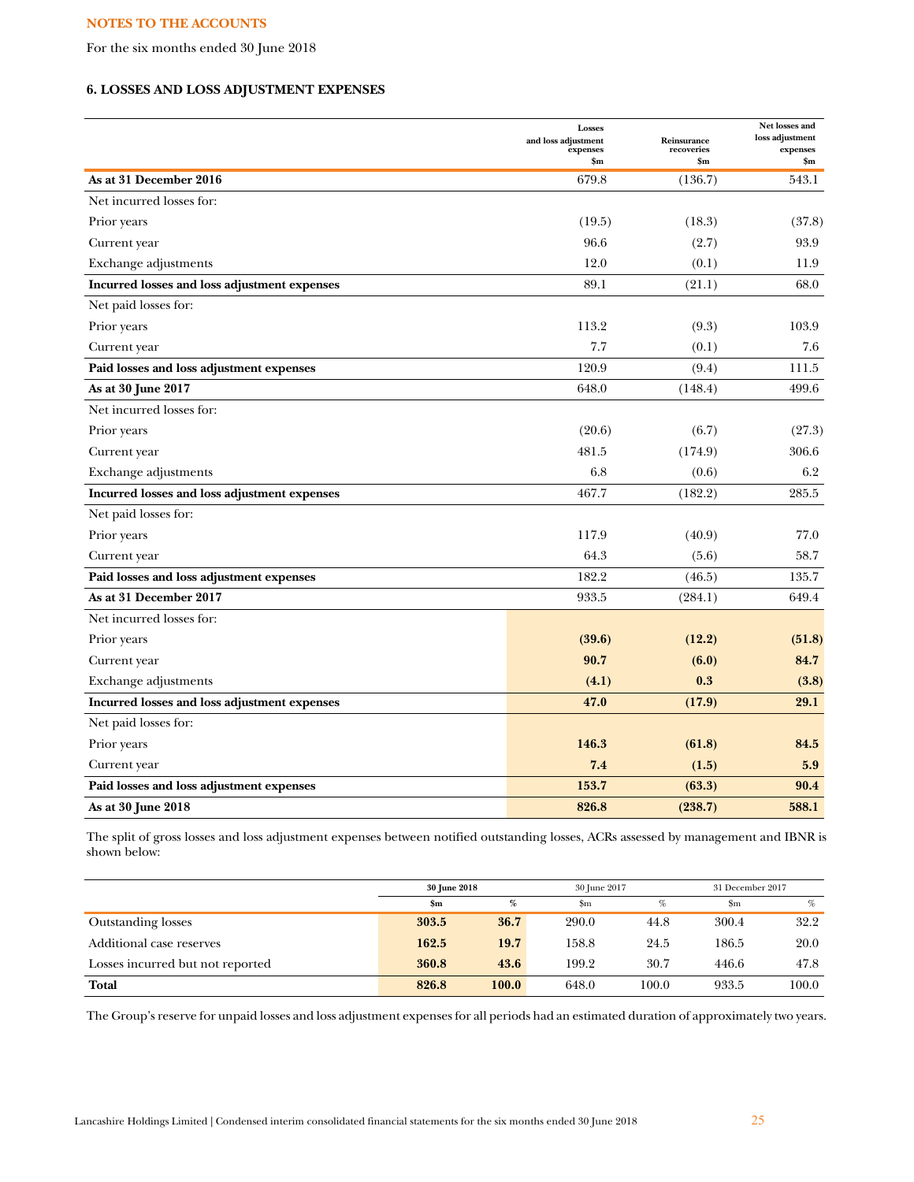**NOTES TO THE ACCOUNTS**

For the six months ended 30 June 2018

## 6. LOSSES AND LOSS ADJUSTMENT EXPENSES

| | Losses and loss adjustment expenses $m | Reinsurance recoveries $m | Net losses and loss adjustment expenses $m |
|---|---|---|---|
| **As at 31 December 2016** | 679.8 | (136.7) | 543.1 |
| Net incurred losses for: | | | |
| Prior years | (19.5) | (18.3) | (37.8) |
| Current year | 96.6 | (2.7) | 93.9 |
| Exchange adjustments | 12.0 | (0.1) | 11.9 |
| **Incurred losses and loss adjustment expenses** | 89.1 | (21.1) | 68.0 |
| Net paid losses for: | | | |
| Prior years | 113.2 | (9.3) | 103.9 |
| Current year | 7.7 | (0.1) | 7.6 |
| **Paid losses and loss adjustment expenses** | 120.9 | (9.4) | 111.5 |
| **As at 30 June 2017** | 648.0 | (148.4) | 499.6 |
| Net incurred losses for: | | | |
| Prior years | (20.6) | (6.7) | (27.3) |
| Current year | 481.5 | (174.9) | 306.6 |
| Exchange adjustments | 6.8 | (0.6) | 6.2 |
| **Incurred losses and loss adjustment expenses** | 467.7 | (182.2) | 285.5 |
| Net paid losses for: | | | |
| Prior years | 117.9 | (40.9) | 77.0 |
| Current year | 64.3 | (5.6) | 58.7 |
| **Paid losses and loss adjustment expenses** | 182.2 | (46.5) | 135.7 |
| **As at 31 December 2017** | 933.5 | (284.1) | 649.4 |
| Net incurred losses for: | | | |
| Prior years | **(39.6)** | **(12.2)** | **(51.8)** |
| Current year | **90.7** | **(6.0)** | **84.7** |
| Exchange adjustments | **(4.1)** | **0.3** | **(3.8)** |
| **Incurred losses and loss adjustment expenses** | **47.0** | **(17.9)** | **29.1** |
| Net paid losses for: | | | |
| Prior years | **146.3** | **(61.8)** | **84.5** |
| Current year | **7.4** | **(1.5)** | **5.9** |
| **Paid losses and loss adjustment expenses** | **153.7** | **(63.3)** | **90.4** |
| **As at 30 June 2018** | **826.8** | **(238.7)** | **588.1** |

The split of gross losses and loss adjustment expenses between notified outstanding losses, ACRs assessed by management and IBNR is shown below:

| | **30 June 2018** | | 30 June 2017 | | 31 December 2017 | |
|---|---|---|---|---|---|---|
| | **$m** | **%** | $m | % | $m | % |
| Outstanding losses | **303.5** | **36.7** | 290.0 | 44.8 | 300.4 | 32.2 |
| Additional case reserves | **162.5** | **19.7** | 158.8 | 24.5 | 186.5 | 20.0 |
| Losses incurred but not reported | **360.8** | **43.6** | 199.2 | 30.7 | 446.6 | 47.8 |
| **Total** | **826.8** | **100.0** | 648.0 | 100.0 | 933.5 | 100.0 |

The Group's reserve for unpaid losses and loss adjustment expenses for all periods had an estimated duration of approximately two years.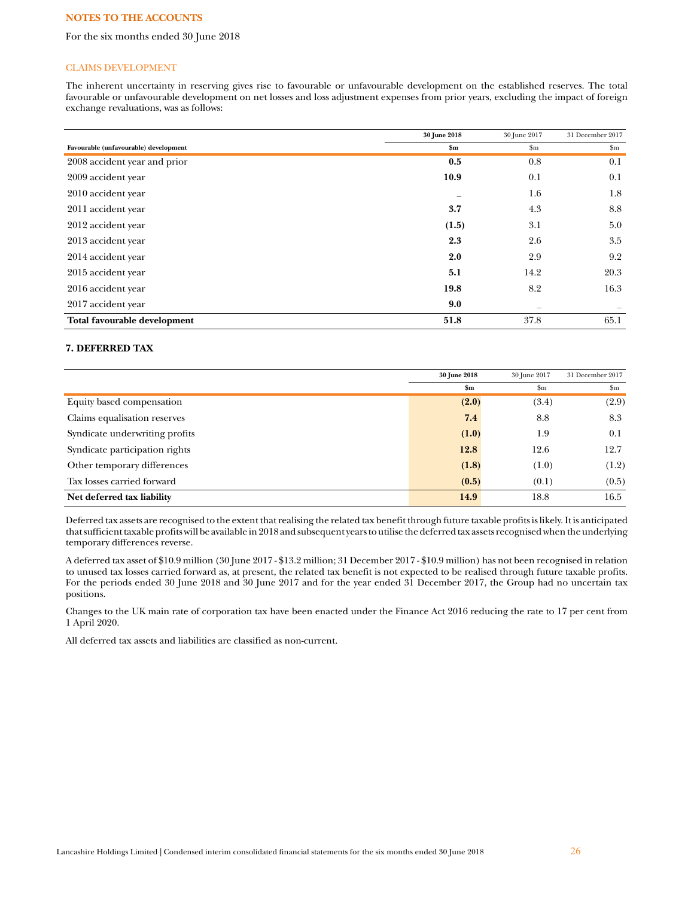**NOTES TO THE ACCOUNTS**

For the six months ended 30 June 2018

CLAIMS DEVELOPMENT

The inherent uncertainty in reserving gives rise to favourable or unfavourable development on the established reserves. The total favourable or unfavourable development on net losses and loss adjustment expenses from prior years, excluding the impact of foreign exchange revaluations, was as follows:

| Favourable (unfavourable) development | **30 June 2018** $m | 30 June 2017 $m | 31 December 2017 $m |
|---|---|---|---|
| 2008 accident year and prior | **0.5** | 0.8 | 0.1 |
| 2009 accident year | **10.9** | 0.1 | 0.1 |
| 2010 accident year | – | 1.6 | 1.8 |
| 2011 accident year | **3.7** | 4.3 | 8.8 |
| 2012 accident year | **(1.5)** | 3.1 | 5.0 |
| 2013 accident year | **2.3** | 2.6 | 3.5 |
| 2014 accident year | **2.0** | 2.9 | 9.2 |
| 2015 accident year | **5.1** | 14.2 | 20.3 |
| 2016 accident year | **19.8** | 8.2 | 16.3 |
| 2017 accident year | **9.0** | – | – |
| **Total favourable development** | **51.8** | 37.8 | 65.1 |

## 7. DEFERRED TAX

| | **30 June 2018** $m | 30 June 2017 $m | 31 December 2017 $m |
|---|---|---|---|
| Equity based compensation | **(2.0)** | (3.4) | (2.9) |
| Claims equalisation reserves | **7.4** | 8.8 | 8.3 |
| Syndicate underwriting profits | **(1.0)** | 1.9 | 0.1 |
| Syndicate participation rights | **12.8** | 12.6 | 12.7 |
| Other temporary differences | **(1.8)** | (1.0) | (1.2) |
| Tax losses carried forward | **(0.5)** | (0.1) | (0.5) |
| **Net deferred tax liability** | **14.9** | 18.8 | 16.5 |

Deferred tax assets are recognised to the extent that realising the related tax benefit through future taxable profits is likely. It is anticipated that sufficient taxable profits will be available in 2018 and subsequent years to utilise the deferred tax assets recognised when the underlying temporary differences reverse.

A deferred tax asset of $10.9 million (30 June 2017 - $13.2 million; 31 December 2017 - $10.9 million) has not been recognised in relation to unused tax losses carried forward as, at present, the related tax benefit is not expected to be realised through future taxable profits. For the periods ended 30 June 2018 and 30 June 2017 and for the year ended 31 December 2017, the Group had no uncertain tax positions.

Changes to the UK main rate of corporation tax have been enacted under the Finance Act 2016 reducing the rate to 17 per cent from 1 April 2020.

All deferred tax assets and liabilities are classified as non-current.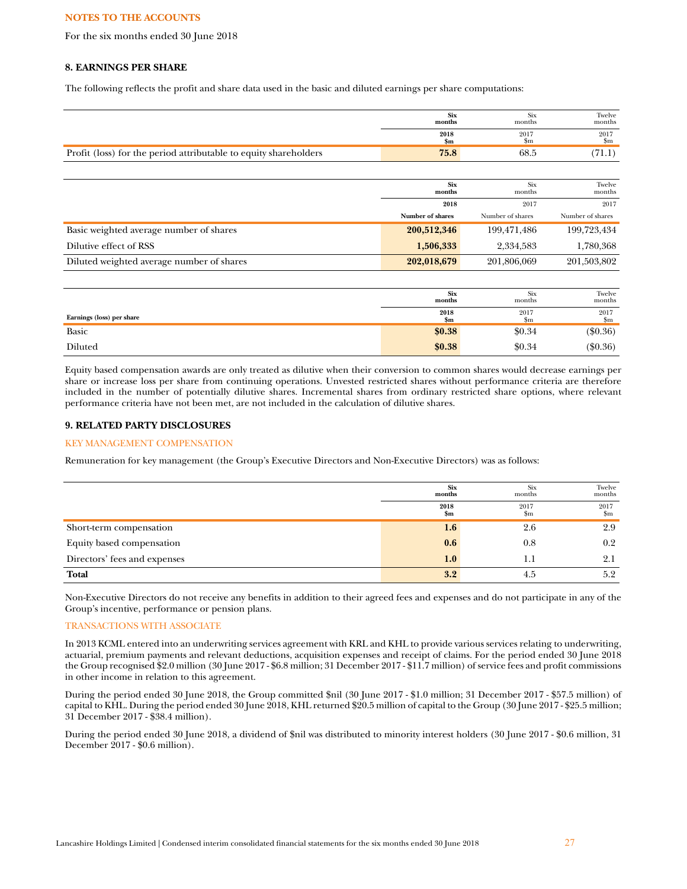NOTES TO THE ACCOUNTS

For the six months ended 30 June 2018

### 8. EARNINGS PER SHARE

The following reflects the profit and share data used in the basic and diluted earnings per share computations:

| | Six months 2018 $m | Six months 2017 $m | Twelve months 2017 $m |
|---|---|---|---|
| Profit (loss) for the period attributable to equity shareholders | **75.8** | 68.5 | (71.1) |

| | Six months 2018 Number of shares | Six months 2017 Number of shares | Twelve months 2017 Number of shares |
|---|---|---|---|
| Basic weighted average number of shares | **200,512,346** | 199,471,486 | 199,723,434 |
| Dilutive effect of RSS | **1,506,333** | 2,334,583 | 1,780,368 |
| Diluted weighted average number of shares | **202,018,679** | 201,806,069 | 201,503,802 |

| Earnings (loss) per share | Six months 2018 $m | Six months 2017 $m | Twelve months 2017 $m |
|---|---|---|---|
| Basic | **$0.38** | $0.34 | ($0.36) |
| Diluted | **$0.38** | $0.34 | ($0.36) |

Equity based compensation awards are only treated as dilutive when their conversion to common shares would decrease earnings per share or increase loss per share from continuing operations. Unvested restricted shares without performance criteria are therefore included in the number of potentially dilutive shares. Incremental shares from ordinary restricted share options, where relevant performance criteria have not been met, are not included in the calculation of dilutive shares.

### 9. RELATED PARTY DISCLOSURES

#### KEY MANAGEMENT COMPENSATION

Remuneration for key management (the Group's Executive Directors and Non-Executive Directors) was as follows:

| | Six months 2018 $m | Six months 2017 $m | Twelve months 2017 $m |
|---|---|---|---|
| Short-term compensation | **1.6** | 2.6 | 2.9 |
| Equity based compensation | **0.6** | 0.8 | 0.2 |
| Directors' fees and expenses | **1.0** | 1.1 | 2.1 |
| **Total** | **3.2** | 4.5 | 5.2 |

Non-Executive Directors do not receive any benefits in addition to their agreed fees and expenses and do not participate in any of the Group's incentive, performance or pension plans.

#### TRANSACTIONS WITH ASSOCIATE

In 2013 KCML entered into an underwriting services agreement with KRL and KHL to provide various services relating to underwriting, actuarial, premium payments and relevant deductions, acquisition expenses and receipt of claims. For the period ended 30 June 2018 the Group recognised $2.0 million (30 June 2017 - $6.8 million; 31 December 2017 - $11.7 million) of service fees and profit commissions in other income in relation to this agreement.

During the period ended 30 June 2018, the Group committed $nil (30 June 2017 - $1.0 million; 31 December 2017 - $57.5 million) of capital to KHL. During the period ended 30 June 2018, KHL returned $20.5 million of capital to the Group (30 June 2017 - $25.5 million; 31 December 2017 - $38.4 million).

During the period ended 30 June 2018, a dividend of $nil was distributed to minority interest holders (30 June 2017 - $0.6 million, 31 December 2017 - $0.6 million).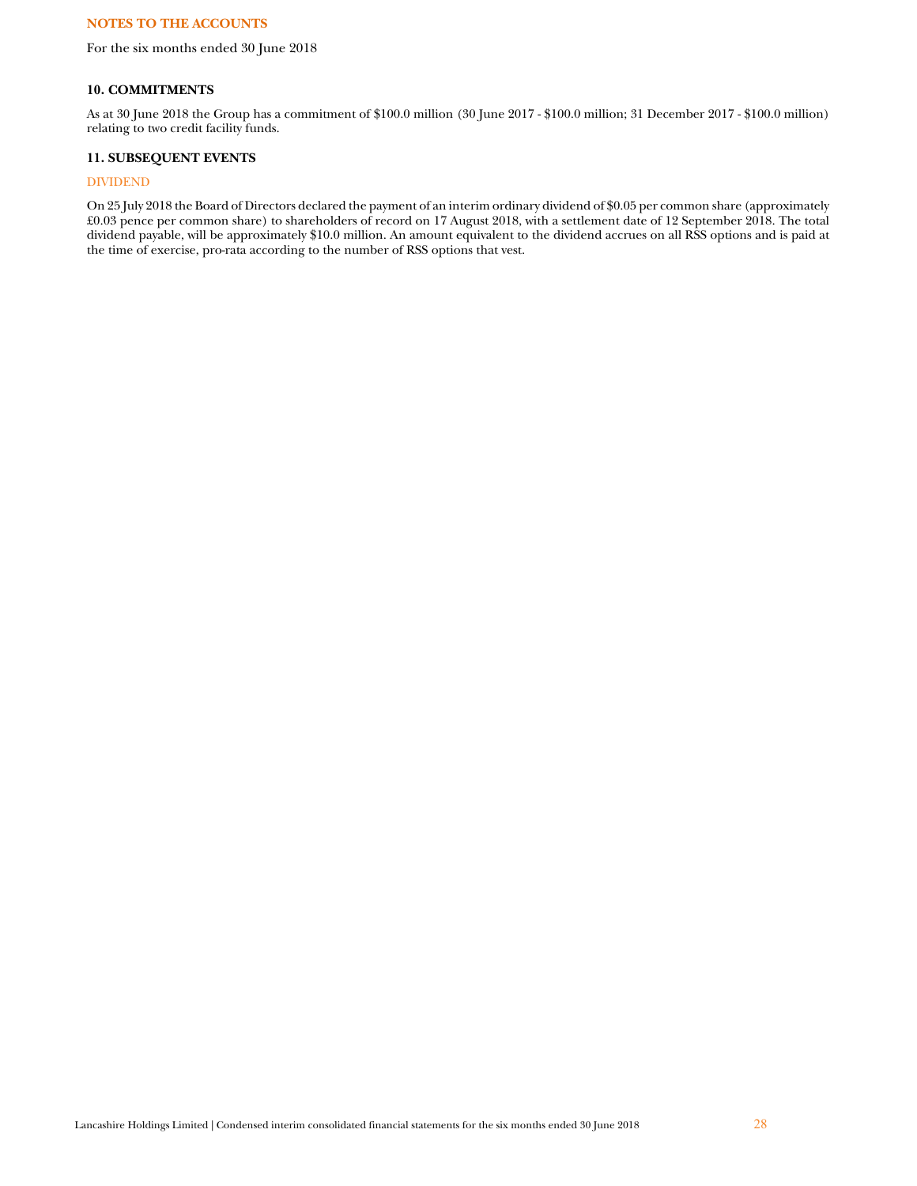## NOTES TO THE ACCOUNTS

For the six months ended 30 June 2018

### 10. COMMITMENTS

As at 30 June 2018 the Group has a commitment of $100.0 million (30 June 2017 - $100.0 million; 31 December 2017 - $100.0 million) relating to two credit facility funds.

### 11. SUBSEQUENT EVENTS

#### DIVIDEND

On 25 July 2018 the Board of Directors declared the payment of an interim ordinary dividend of $0.05 per common share (approximately £0.03 pence per common share) to shareholders of record on 17 August 2018, with a settlement date of 12 September 2018. The total dividend payable, will be approximately $10.0 million. An amount equivalent to the dividend accrues on all RSS options and is paid at the time of exercise, pro-rata according to the number of RSS options that vest.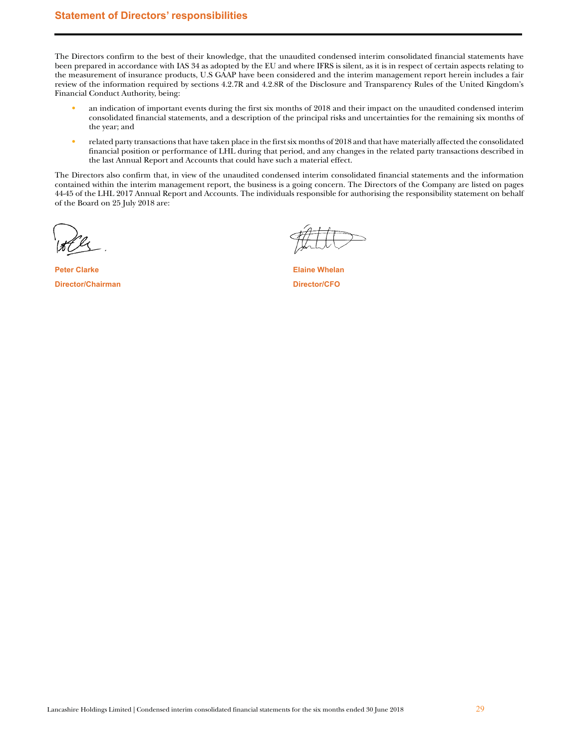## Statement of Directors' responsibilities

The Directors confirm to the best of their knowledge, that the unaudited condensed interim consolidated financial statements have been prepared in accordance with IAS 34 as adopted by the EU and where IFRS is silent, as it is in respect of certain aspects relating to the measurement of insurance products, U.S GAAP have been considered and the interim management report herein includes a fair review of the information required by sections 4.2.7R and 4.2.8R of the Disclosure and Transparency Rules of the United Kingdom's Financial Conduct Authority, being:

- an indication of important events during the first six months of 2018 and their impact on the unaudited condensed interim consolidated financial statements, and a description of the principal risks and uncertainties for the remaining six months of the year; and
- related party transactions that have taken place in the first six months of 2018 and that have materially affected the consolidated financial position or performance of LHL during that period, and any changes in the related party transactions described in the last Annual Report and Accounts that could have such a material effect.

The Directors also confirm that, in view of the unaudited condensed interim consolidated financial statements and the information contained within the interim management report, the business is a going concern. The Directors of the Company are listed on pages 44-45 of the LHL 2017 Annual Report and Accounts. The individuals responsible for authorising the responsibility statement on behalf of the Board on 25 July 2018 are:

**Peter Clarke**
**Director/Chairman**

**Elaine Whelan**
**Director/CFO**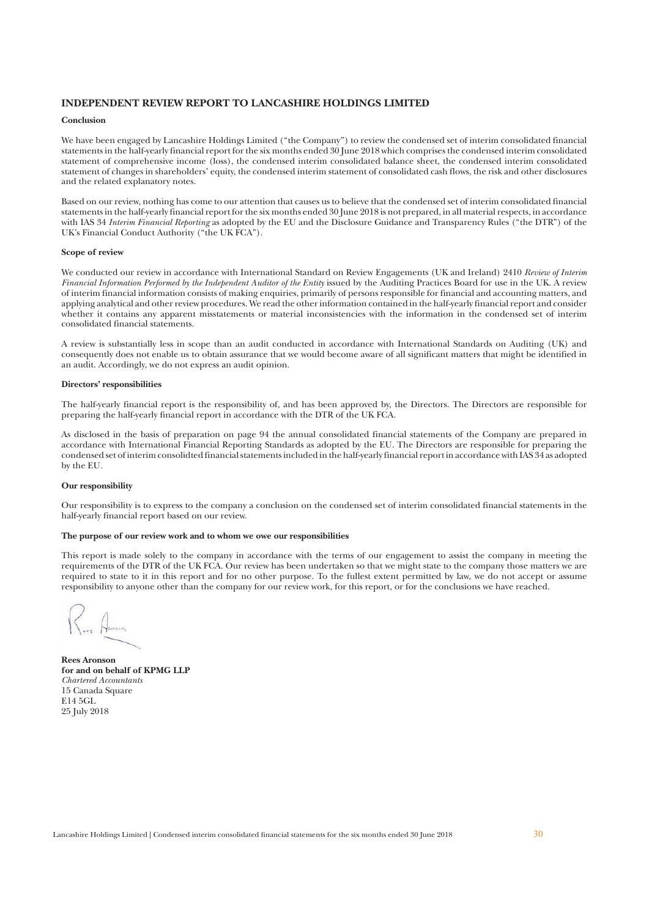## INDEPENDENT REVIEW REPORT TO LANCASHIRE HOLDINGS LIMITED

### Conclusion

We have been engaged by Lancashire Holdings Limited ("the Company") to review the condensed set of interim consolidated financial statements in the half-yearly financial report for the six months ended 30 June 2018 which comprises the condensed interim consolidated statement of comprehensive income (loss), the condensed interim consolidated balance sheet, the condensed interim consolidated statement of changes in shareholders' equity, the condensed interim statement of consolidated cash flows, the risk and other disclosures and the related explanatory notes.

Based on our review, nothing has come to our attention that causes us to believe that the condensed set of interim consolidated financial statements in the half-yearly financial report for the six months ended 30 June 2018 is not prepared, in all material respects, in accordance with IAS 34 *Interim Financial Reporting* as adopted by the EU and the Disclosure Guidance and Transparency Rules ("the DTR") of the UK's Financial Conduct Authority ("the UK FCA").

### Scope of review

We conducted our review in accordance with International Standard on Review Engagements (UK and Ireland) 2410 *Review of Interim Financial Information Performed by the Independent Auditor of the Entity* issued by the Auditing Practices Board for use in the UK. A review of interim financial information consists of making enquiries, primarily of persons responsible for financial and accounting matters, and applying analytical and other review procedures. We read the other information contained in the half-yearly financial report and consider whether it contains any apparent misstatements or material inconsistencies with the information in the condensed set of interim consolidated financial statements.

A review is substantially less in scope than an audit conducted in accordance with International Standards on Auditing (UK) and consequently does not enable us to obtain assurance that we would become aware of all significant matters that might be identified in an audit. Accordingly, we do not express an audit opinion.

### Directors' responsibilities

The half-yearly financial report is the responsibility of, and has been approved by, the Directors. The Directors are responsible for preparing the half-yearly financial report in accordance with the DTR of the UK FCA.

As disclosed in the basis of preparation on page 94 the annual consolidated financial statements of the Company are prepared in accordance with International Financial Reporting Standards as adopted by the EU. The Directors are responsible for preparing the condensed set of interim consolidted financial statements included in the half-yearly financial report in accordance with IAS 34 as adopted by the EU.

### Our responsibility

Our responsibility is to express to the company a conclusion on the condensed set of interim consolidated financial statements in the half-yearly financial report based on our review.

### The purpose of our review work and to whom we owe our responsibilities

This report is made solely to the company in accordance with the terms of our engagement to assist the company in meeting the requirements of the DTR of the UK FCA. Our review has been undertaken so that we might state to the company those matters we are required to state to it in this report and for no other purpose. To the fullest extent permitted by law, we do not accept or assume responsibility to anyone other than the company for our review work, for this report, or for the conclusions we have reached.

**Rees Aronson**
**for and on behalf of KPMG LLP**
*Chartered Accountants*
15 Canada Square
E14 5GL
25 July 2018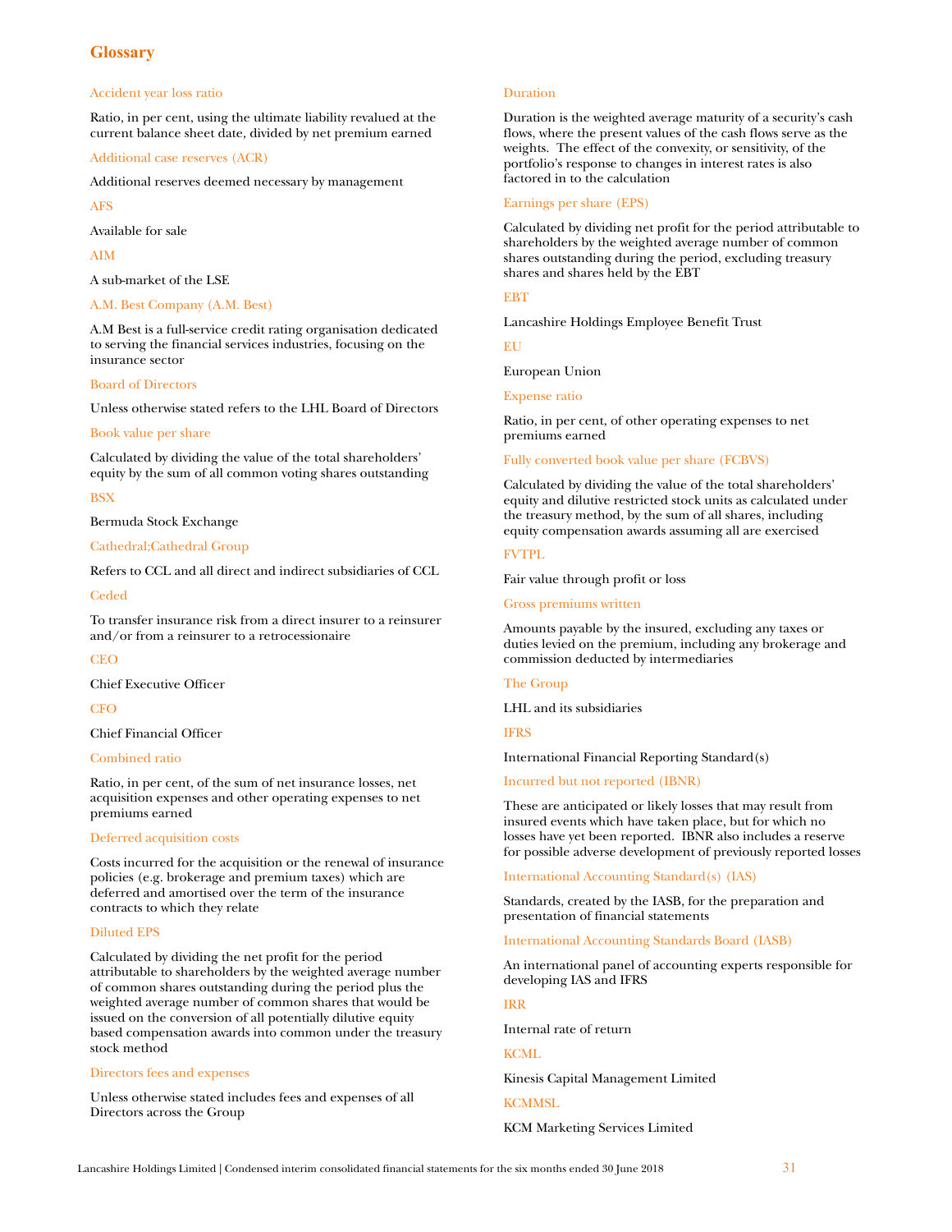# Glossary

### Accident year loss ratio

Ratio, in per cent, using the ultimate liability revalued at the current balance sheet date, divided by net premium earned

### Additional case reserves (ACR)

Additional reserves deemed necessary by management

### AFS

Available for sale

### AIM

A sub-market of the LSE

### A.M. Best Company (A.M. Best)

A.M Best is a full-service credit rating organisation dedicated to serving the financial services industries, focusing on the insurance sector

### Board of Directors

Unless otherwise stated refers to the LHL Board of Directors

### Book value per share

Calculated by dividing the value of the total shareholders' equity by the sum of all common voting shares outstanding

### BSX

Bermuda Stock Exchange

### Cathedral;Cathedral Group

Refers to CCL and all direct and indirect subsidiaries of CCL

### Ceded

To transfer insurance risk from a direct insurer to a reinsurer and/or from a reinsurer to a retrocessionaire

### CEO

Chief Executive Officer

### CFO

Chief Financial Officer

### Combined ratio

Ratio, in per cent, of the sum of net insurance losses, net acquisition expenses and other operating expenses to net premiums earned

### Deferred acquisition costs

Costs incurred for the acquisition or the renewal of insurance policies (e.g. brokerage and premium taxes) which are deferred and amortised over the term of the insurance contracts to which they relate

### Diluted EPS

Calculated by dividing the net profit for the period attributable to shareholders by the weighted average number of common shares outstanding during the period plus the weighted average number of common shares that would be issued on the conversion of all potentially dilutive equity based compensation awards into common under the treasury stock method

### Directors fees and expenses

Unless otherwise stated includes fees and expenses of all Directors across the Group

### Duration

Duration is the weighted average maturity of a security's cash flows, where the present values of the cash flows serve as the weights. The effect of the convexity, or sensitivity, of the portfolio's response to changes in interest rates is also factored in to the calculation

### Earnings per share (EPS)

Calculated by dividing net profit for the period attributable to shareholders by the weighted average number of common shares outstanding during the period, excluding treasury shares and shares held by the EBT

### EBT

Lancashire Holdings Employee Benefit Trust

### EU

European Union

### Expense ratio

Ratio, in per cent, of other operating expenses to net premiums earned

### Fully converted book value per share (FCBVS)

Calculated by dividing the value of the total shareholders' equity and dilutive restricted stock units as calculated under the treasury method, by the sum of all shares, including equity compensation awards assuming all are exercised

### FVTPL

Fair value through profit or loss

### Gross premiums written

Amounts payable by the insured, excluding any taxes or duties levied on the premium, including any brokerage and commission deducted by intermediaries

### The Group

LHL and its subsidiaries

### IFRS

International Financial Reporting Standard(s)

### Incurred but not reported (IBNR)

These are anticipated or likely losses that may result from insured events which have taken place, but for which no losses have yet been reported. IBNR also includes a reserve for possible adverse development of previously reported losses

### International Accounting Standard(s) (IAS)

Standards, created by the IASB, for the preparation and presentation of financial statements

### International Accounting Standards Board (IASB)

An international panel of accounting experts responsible for developing IAS and IFRS

### IRR

Internal rate of return

### KCML

Kinesis Capital Management Limited

### KCMMSL

KCM Marketing Services Limited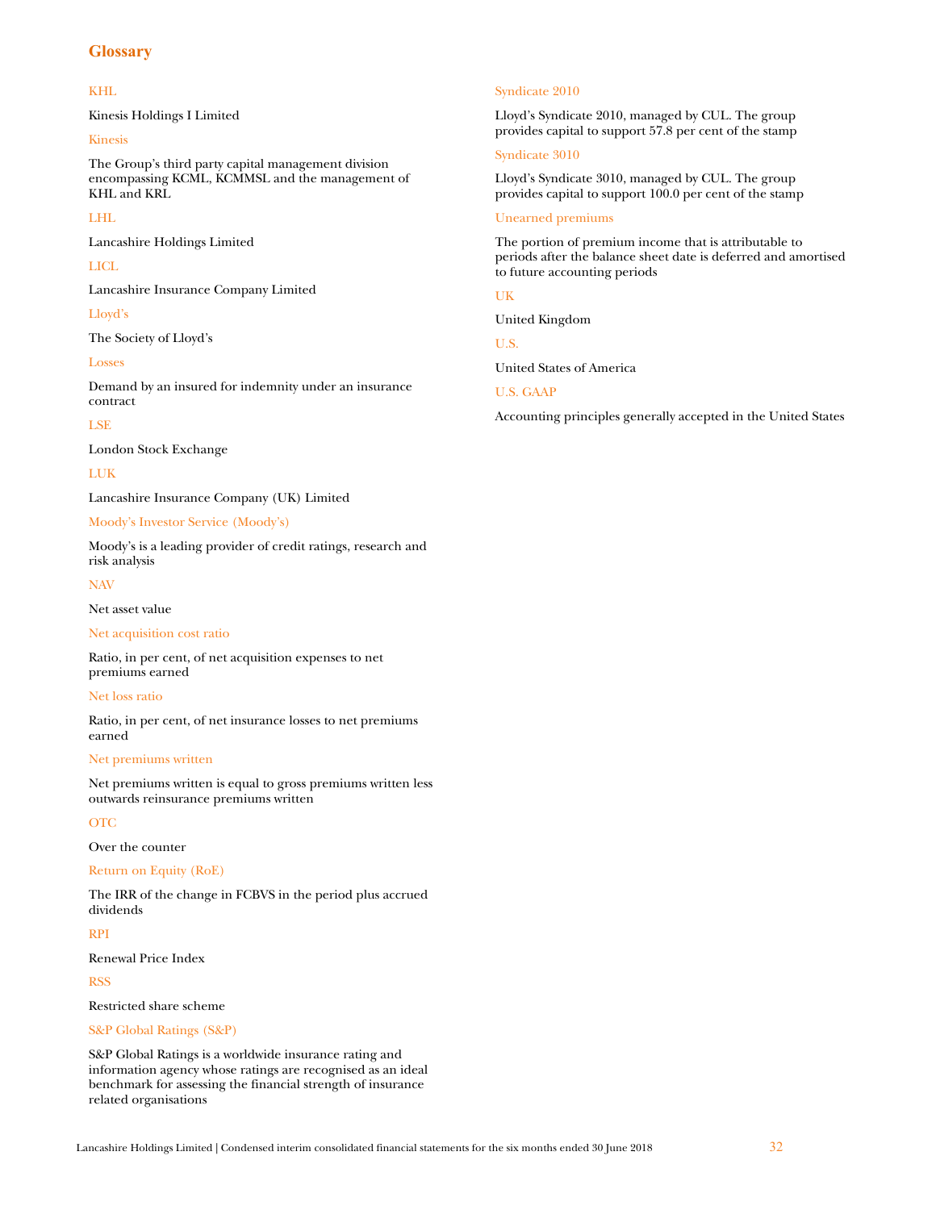# Glossary

### KHL

Kinesis Holdings I Limited

### Kinesis

The Group's third party capital management division encompassing KCML, KCMMSL and the management of KHL and KRL

### LHL

Lancashire Holdings Limited

### LICL

Lancashire Insurance Company Limited

### Lloyd's

The Society of Lloyd's

### Losses

Demand by an insured for indemnity under an insurance contract

### LSE

London Stock Exchange

### LUK

Lancashire Insurance Company (UK) Limited

### Moody's Investor Service (Moody's)

Moody's is a leading provider of credit ratings, research and risk analysis

### NAV

Net asset value

### Net acquisition cost ratio

Ratio, in per cent, of net acquisition expenses to net premiums earned

### Net loss ratio

Ratio, in per cent, of net insurance losses to net premiums earned

### Net premiums written

Net premiums written is equal to gross premiums written less outwards reinsurance premiums written

### OTC

Over the counter

### Return on Equity (RoE)

The IRR of the change in FCBVS in the period plus accrued dividends

### RPI

Renewal Price Index

### RSS

Restricted share scheme

### S&P Global Ratings (S&P)

S&P Global Ratings is a worldwide insurance rating and information agency whose ratings are recognised as an ideal benchmark for assessing the financial strength of insurance related organisations

### Syndicate 2010

Lloyd's Syndicate 2010, managed by CUL. The group provides capital to support 57.8 per cent of the stamp

### Syndicate 3010

Lloyd's Syndicate 3010, managed by CUL. The group provides capital to support 100.0 per cent of the stamp

### Unearned premiums

The portion of premium income that is attributable to periods after the balance sheet date is deferred and amortised to future accounting periods

### UK

United Kingdom

### U.S.

United States of America

### U.S. GAAP

Accounting principles generally accepted in the United States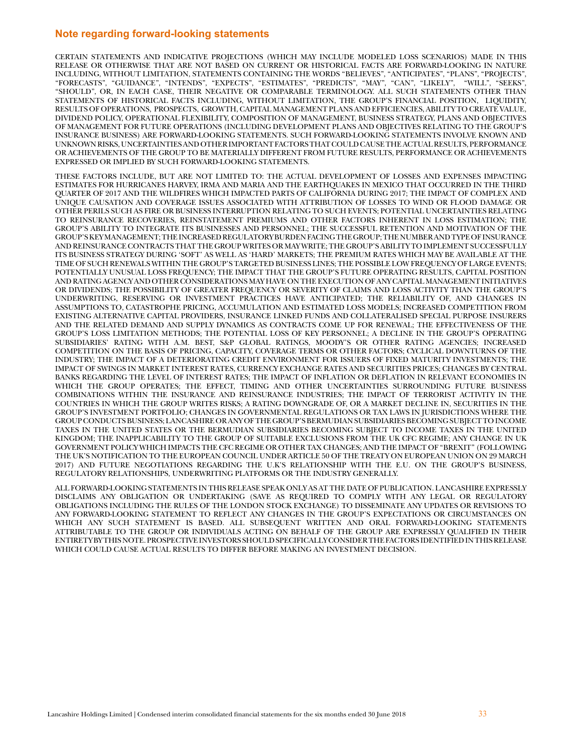## Note regarding forward-looking statements

CERTAIN STATEMENTS AND INDICATIVE PROJECTIONS (WHICH MAY INCLUDE MODELED LOSS SCENARIOS) MADE IN THIS RELEASE OR OTHERWISE THAT ARE NOT BASED ON CURRENT OR HISTORICAL FACTS ARE FORWARD-LOOKING IN NATURE INCLUDING, WITHOUT LIMITATION, STATEMENTS CONTAINING THE WORDS "BELIEVES", "ANTICIPATES", "PLANS", "PROJECTS", "FORECASTS", "GUIDANCE", "INTENDS", "EXPECTS", "ESTIMATES", "PREDICTS", "MAY", "CAN", "LIKELY", "WILL", "SEEKS", "SHOULD", OR, IN EACH CASE, THEIR NEGATIVE OR COMPARABLE TERMINOLOGY. ALL SUCH STATEMENTS OTHER THAN STATEMENTS OF HISTORICAL FACTS INCLUDING, WITHOUT LIMITATION, THE GROUP'S FINANCIAL POSITION, LIQUIDITY, RESULTS OF OPERATIONS, PROSPECTS, GROWTH, CAPITAL MANAGEMENT PLANS AND EFFICIENCIES, ABILITY TO CREATE VALUE, DIVIDEND POLICY, OPERATIONAL FLEXIBILITY, COMPOSITION OF MANAGEMENT, BUSINESS STRATEGY, PLANS AND OBJECTIVES OF MANAGEMENT FOR FUTURE OPERATIONS (INCLUDING DEVELOPMENT PLANS AND OBJECTIVES RELATING TO THE GROUP'S INSURANCE BUSINESS) ARE FORWARD-LOOKING STATEMENTS. SUCH FORWARD-LOOKING STATEMENTS INVOLVE KNOWN AND UNKNOWN RISKS, UNCERTAINTIES AND OTHER IMPORTANT FACTORS THAT COULD CAUSE THE ACTUAL RESULTS, PERFORMANCE OR ACHIEVEMENTS OF THE GROUP TO BE MATERIALLY DIFFERENT FROM FUTURE RESULTS, PERFORMANCE OR ACHIEVEMENTS EXPRESSED OR IMPLIED BY SUCH FORWARD-LOOKING STATEMENTS.

THESE FACTORS INCLUDE, BUT ARE NOT LIMITED TO: THE ACTUAL DEVELOPMENT OF LOSSES AND EXPENSES IMPACTING ESTIMATES FOR HURRICANES HARVEY, IRMA AND MARIA AND THE EARTHQUAKES IN MEXICO THAT OCCURRED IN THE THIRD QUARTER OF 2017 AND THE WILDFIRES WHICH IMPACTED PARTS OF CALIFORNIA DURING 2017; THE IMPACT OF COMPLEX AND UNIQUE CAUSATION AND COVERAGE ISSUES ASSOCIATED WITH ATTRIBUTION OF LOSSES TO WIND OR FLOOD DAMAGE OR OTHER PERILS SUCH AS FIRE OR BUSINESS INTERRUPTION RELATING TO SUCH EVENTS; POTENTIAL UNCERTAINTIES RELATING TO REINSURANCE RECOVERIES, REINSTATEMENT PREMIUMS AND OTHER FACTORS INHERENT IN LOSS ESTIMATION; THE GROUP'S ABILITY TO INTEGRATE ITS BUSINESSES AND PERSONNEL; THE SUCCESSFUL RETENTION AND MOTIVATION OF THE GROUP'S KEY MANAGEMENT; THE INCREASED REGULATORY BURDEN FACING THE GROUP; THE NUMBER AND TYPE OF INSURANCE AND REINSURANCE CONTRACTS THAT THE GROUP WRITES OR MAY WRITE; THE GROUP'S ABILITY TO IMPLEMENT SUCCESSFULLY ITS BUSINESS STRATEGY DURING 'SOFT' AS WELL AS 'HARD' MARKETS; THE PREMIUM RATES WHICH MAY BE AVAILABLE AT THE TIME OF SUCH RENEWALS WITHIN THE GROUP'S TARGETED BUSINESS LINES; THE POSSIBLE LOW FREQUENCY OF LARGE EVENTS; POTENTIALLY UNUSUAL LOSS FREQUENCY; THE IMPACT THAT THE GROUP'S FUTURE OPERATING RESULTS, CAPITAL POSITION AND RATING AGENCY AND OTHER CONSIDERATIONS MAY HAVE ON THE EXECUTION OF ANY CAPITAL MANAGEMENT INITIATIVES OR DIVIDENDS; THE POSSIBILITY OF GREATER FREQUENCY OR SEVERITY OF CLAIMS AND LOSS ACTIVITY THAN THE GROUP'S UNDERWRITING, RESERVING OR INVESTMENT PRACTICES HAVE ANTICIPATED; THE RELIABILITY OF, AND CHANGES IN ASSUMPTIONS TO, CATASTROPHE PRICING, ACCUMULATION AND ESTIMATED LOSS MODELS; INCREASED COMPETITION FROM EXISTING ALTERNATIVE CAPITAL PROVIDERS, INSURANCE LINKED FUNDS AND COLLATERALISED SPECIAL PURPOSE INSURERS AND THE RELATED DEMAND AND SUPPLY DYNAMICS AS CONTRACTS COME UP FOR RENEWAL; THE EFFECTIVENESS OF THE GROUP'S LOSS LIMITATION METHODS; THE POTENTIAL LOSS OF KEY PERSONNEL; A DECLINE IN THE GROUP'S OPERATING SUBSIDIARIES' RATING WITH A.M. BEST, S&P GLOBAL RATINGS, MOODY'S OR OTHER RATING AGENCIES; INCREASED COMPETITION ON THE BASIS OF PRICING, CAPACITY, COVERAGE TERMS OR OTHER FACTORS; CYCLICAL DOWNTURNS OF THE INDUSTRY; THE IMPACT OF A DETERIORATING CREDIT ENVIRONMENT FOR ISSUERS OF FIXED MATURITY INVESTMENTS; THE IMPACT OF SWINGS IN MARKET INTEREST RATES, CURRENCY EXCHANGE RATES AND SECURITIES PRICES; CHANGES BY CENTRAL BANKS REGARDING THE LEVEL OF INTEREST RATES; THE IMPACT OF INFLATION OR DEFLATION IN RELEVANT ECONOMIES IN WHICH THE GROUP OPERATES; THE EFFECT, TIMING AND OTHER UNCERTAINTIES SURROUNDING FUTURE BUSINESS COMBINATIONS WITHIN THE INSURANCE AND REINSURANCE INDUSTRIES; THE IMPACT OF TERRORIST ACTIVITY IN THE COUNTRIES IN WHICH THE GROUP WRITES RISKS; A RATING DOWNGRADE OF, OR A MARKET DECLINE IN, SECURITIES IN THE GROUP'S INVESTMENT PORTFOLIO; CHANGES IN GOVERNMENTAL REGULATIONS OR TAX LAWS IN JURISDICTIONS WHERE THE GROUP CONDUCTS BUSINESS; LANCASHIRE OR ANY OF THE GROUP'S BERMUDIAN SUBSIDIARIES BECOMING SUBJECT TO INCOME TAXES IN THE UNITED STATES OR THE BERMUDIAN SUBSIDIARIES BECOMING SUBJECT TO INCOME TAXES IN THE UNITED KINGDOM; THE INAPPLICABILITY TO THE GROUP OF SUITABLE EXCLUSIONS FROM THE UK CFC REGIME; ANY CHANGE IN UK GOVERNMENT POLICY WHICH IMPACTS THE CFC REGIME OR OTHER TAX CHANGES; AND THE IMPACT OF "BREXIT" (FOLLOWING THE UK'S NOTIFICATION TO THE EUROPEAN COUNCIL UNDER ARTICLE 50 OF THE TREATY ON EUROPEAN UNION ON 29 MARCH 2017) AND FUTURE NEGOTIATIONS REGARDING THE U.K'S RELATIONSHIP WITH THE E.U. ON THE GROUP'S BUSINESS, REGULATORY RELATIONSHIPS, UNDERWRITING PLATFORMS OR THE INDUSTRY GENERALLY.

ALL FORWARD-LOOKING STATEMENTS IN THIS RELEASE SPEAK ONLY AS AT THE DATE OF PUBLICATION. LANCASHIRE EXPRESSLY DISCLAIMS ANY OBLIGATION OR UNDERTAKING (SAVE AS REQUIRED TO COMPLY WITH ANY LEGAL OR REGULATORY OBLIGATIONS INCLUDING THE RULES OF THE LONDON STOCK EXCHANGE) TO DISSEMINATE ANY UPDATES OR REVISIONS TO ANY FORWARD-LOOKING STATEMENT TO REFLECT ANY CHANGES IN THE GROUP'S EXPECTATIONS OR CIRCUMSTANCES ON WHICH ANY SUCH STATEMENT IS BASED. ALL SUBSEQUENT WRITTEN AND ORAL FORWARD-LOOKING STATEMENTS ATTRIBUTABLE TO THE GROUP OR INDIVIDUALS ACTING ON BEHALF OF THE GROUP ARE EXPRESSLY QUALIFIED IN THEIR ENTIRETY BY THIS NOTE. PROSPECTIVE INVESTORS SHOULD SPECIFICALLY CONSIDER THE FACTORS IDENTIFIED IN THIS RELEASE WHICH COULD CAUSE ACTUAL RESULTS TO DIFFER BEFORE MAKING AN INVESTMENT DECISION.